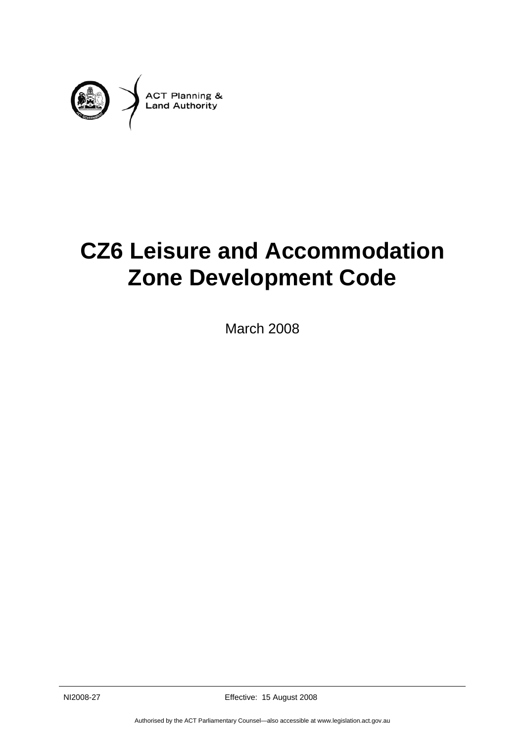ACT Planning & Land Authority

# CZ6 Leisure and Accommodation Zone Development Code

March 2008

NI2008-27 Effective: 15 August 2008

Authorised by the ACT Parliamentary Counsel—also accessible at www.legislation.act.gov.au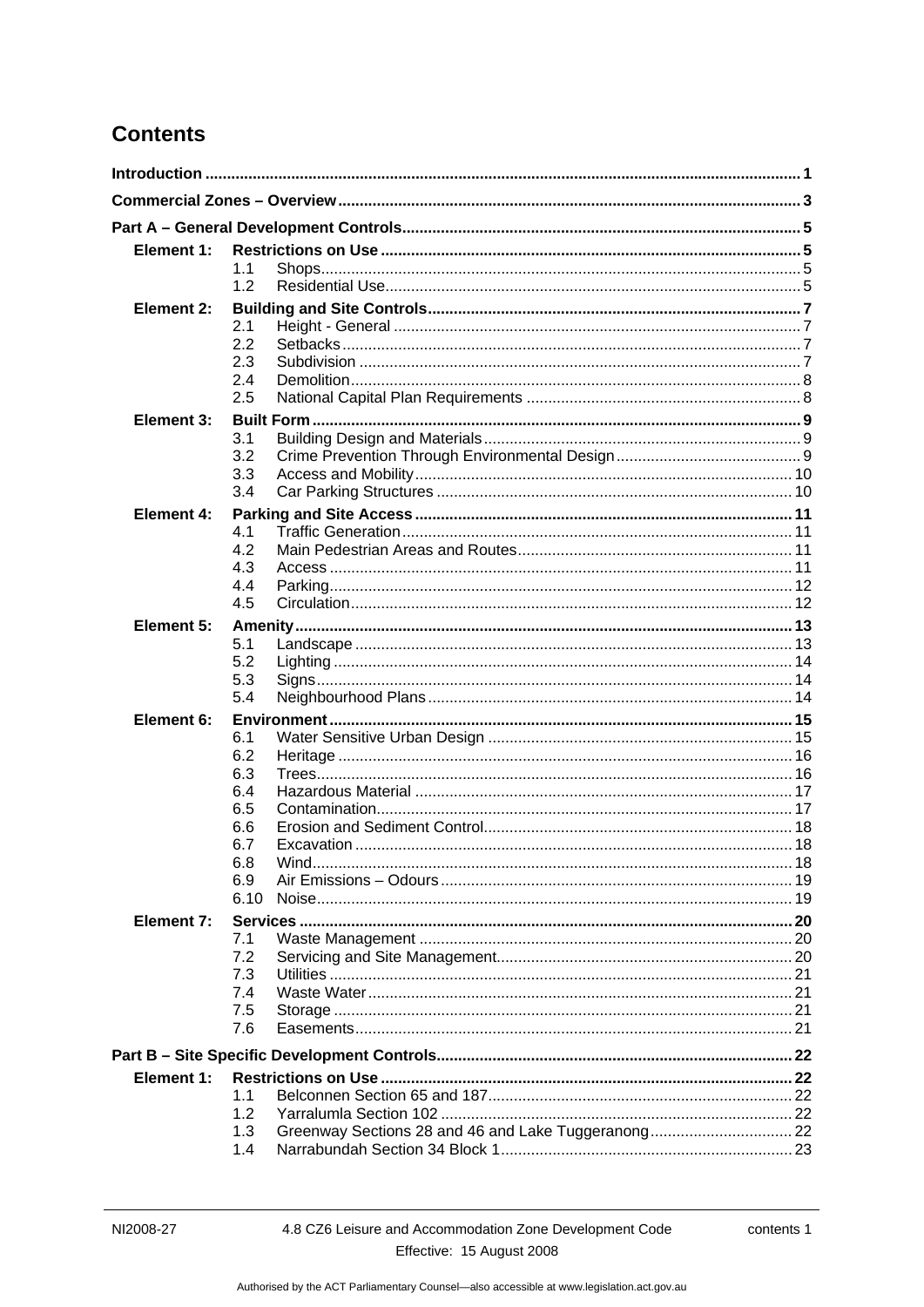# Contents

**Introduction** ........ 1

**Commercial Zones – Overview** ........ 3

**Part A – General Development Controls** ........ 5

**Element 1: Restrictions on Use** ........ 5

- 1.1 Shops ........ 5
- 1.2 Residential Use ........ 5

**Element 2: Building and Site Controls** ........ 7

- 2.1 Height - General ........ 7
- 2.2 Setbacks ........ 7
- 2.3 Subdivision ........ 7
- 2.4 Demolition ........ 8
- 2.5 National Capital Plan Requirements ........ 8

**Element 3: Built Form** ........ 9

- 3.1 Building Design and Materials ........ 9
- 3.2 Crime Prevention Through Environmental Design ........ 9
- 3.3 Access and Mobility ........ 10
- 3.4 Car Parking Structures ........ 10

**Element 4: Parking and Site Access** ........ 11

- 4.1 Traffic Generation ........ 11
- 4.2 Main Pedestrian Areas and Routes ........ 11
- 4.3 Access ........ 11
- 4.4 Parking ........ 12
- 4.5 Circulation ........ 12

**Element 5: Amenity** ........ 13

- 5.1 Landscape ........ 13
- 5.2 Lighting ........ 14
- 5.3 Signs ........ 14
- 5.4 Neighbourhood Plans ........ 14

**Element 6: Environment** ........ 15

- 6.1 Water Sensitive Urban Design ........ 15
- 6.2 Heritage ........ 16
- 6.3 Trees ........ 16
- 6.4 Hazardous Material ........ 17
- 6.5 Contamination ........ 17
- 6.6 Erosion and Sediment Control ........ 18
- 6.7 Excavation ........ 18
- 6.8 Wind ........ 18
- 6.9 Air Emissions – Odours ........ 19
- 6.10 Noise ........ 19

**Element 7: Services** ........ 20

- 7.1 Waste Management ........ 20
- 7.2 Servicing and Site Management ........ 20
- 7.3 Utilities ........ 21
- 7.4 Waste Water ........ 21
- 7.5 Storage ........ 21
- 7.6 Easements ........ 21

**Part B – Site Specific Development Controls** ........ 22

**Element 1: Restrictions on Use** ........ 22

- 1.1 Belconnen Section 65 and 187 ........ 22
- 1.2 Yarralumla Section 102 ........ 22
- 1.3 Greenway Sections 28 and 46 and Lake Tuggeranong ........ 22
- 1.4 Narrabundah Section 34 Block 1 ........ 23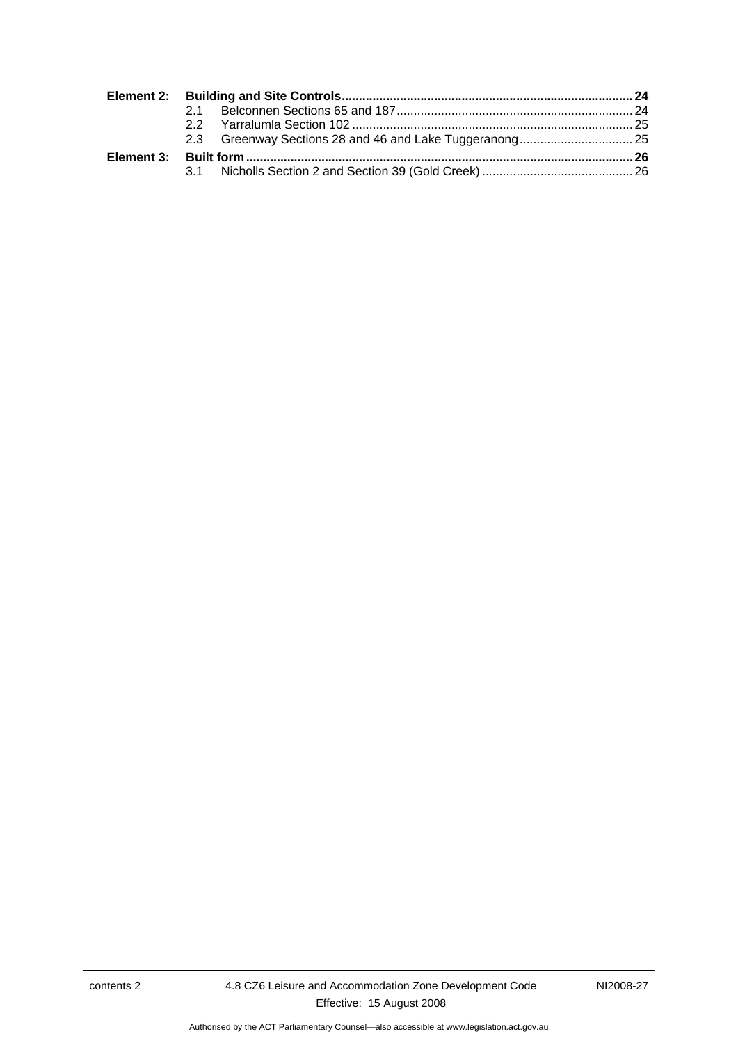**Element 2: Building and Site Controls ........................................................................ 24**

2.1 Belconnen Sections 65 and 187 ........................................................................ 24

2.2 Yarralumla Section 102 ........................................................................ 25

2.3 Greenway Sections 28 and 46 and Lake Tuggeranong ........................................ 25

**Element 3: Built form ........................................................................ 26**

3.1 Nicholls Section 2 and Section 39 (Gold Creek) ........................................ 26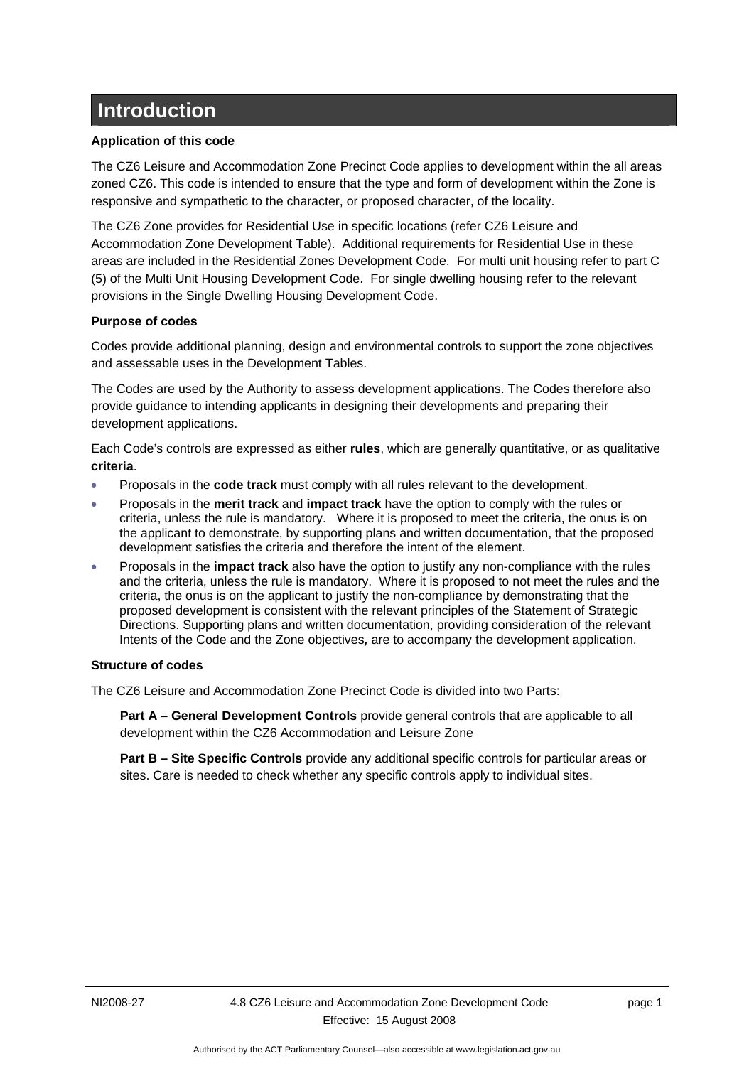# Introduction

**Application of this code**

The CZ6 Leisure and Accommodation Zone Precinct Code applies to development within the all areas zoned CZ6. This code is intended to ensure that the type and form of development within the Zone is responsive and sympathetic to the character, or proposed character, of the locality.

The CZ6 Zone provides for Residential Use in specific locations (refer CZ6 Leisure and Accommodation Zone Development Table). Additional requirements for Residential Use in these areas are included in the Residential Zones Development Code. For multi unit housing refer to part C (5) of the Multi Unit Housing Development Code. For single dwelling housing refer to the relevant provisions in the Single Dwelling Housing Development Code.

**Purpose of codes**

Codes provide additional planning, design and environmental controls to support the zone objectives and assessable uses in the Development Tables.

The Codes are used by the Authority to assess development applications. The Codes therefore also provide guidance to intending applicants in designing their developments and preparing their development applications.

Each Code's controls are expressed as either **rules**, which are generally quantitative, or as qualitative **criteria**.

- Proposals in the **code track** must comply with all rules relevant to the development.
- Proposals in the **merit track** and **impact track** have the option to comply with the rules or criteria, unless the rule is mandatory. Where it is proposed to meet the criteria, the onus is on the applicant to demonstrate, by supporting plans and written documentation, that the proposed development satisfies the criteria and therefore the intent of the element.
- Proposals in the **impact track** also have the option to justify any non-compliance with the rules and the criteria, unless the rule is mandatory. Where it is proposed to not meet the rules and the criteria, the onus is on the applicant to justify the non-compliance by demonstrating that the proposed development is consistent with the relevant principles of the Statement of Strategic Directions. Supporting plans and written documentation, providing consideration of the relevant Intents of the Code and the Zone objectives***,*** are to accompany the development application.

**Structure of codes**

The CZ6 Leisure and Accommodation Zone Precinct Code is divided into two Parts:

> **Part A – General Development Controls** provide general controls that are applicable to all development within the CZ6 Accommodation and Leisure Zone
>
> **Part B – Site Specific Controls** provide any additional specific controls for particular areas or sites. Care is needed to check whether any specific controls apply to individual sites.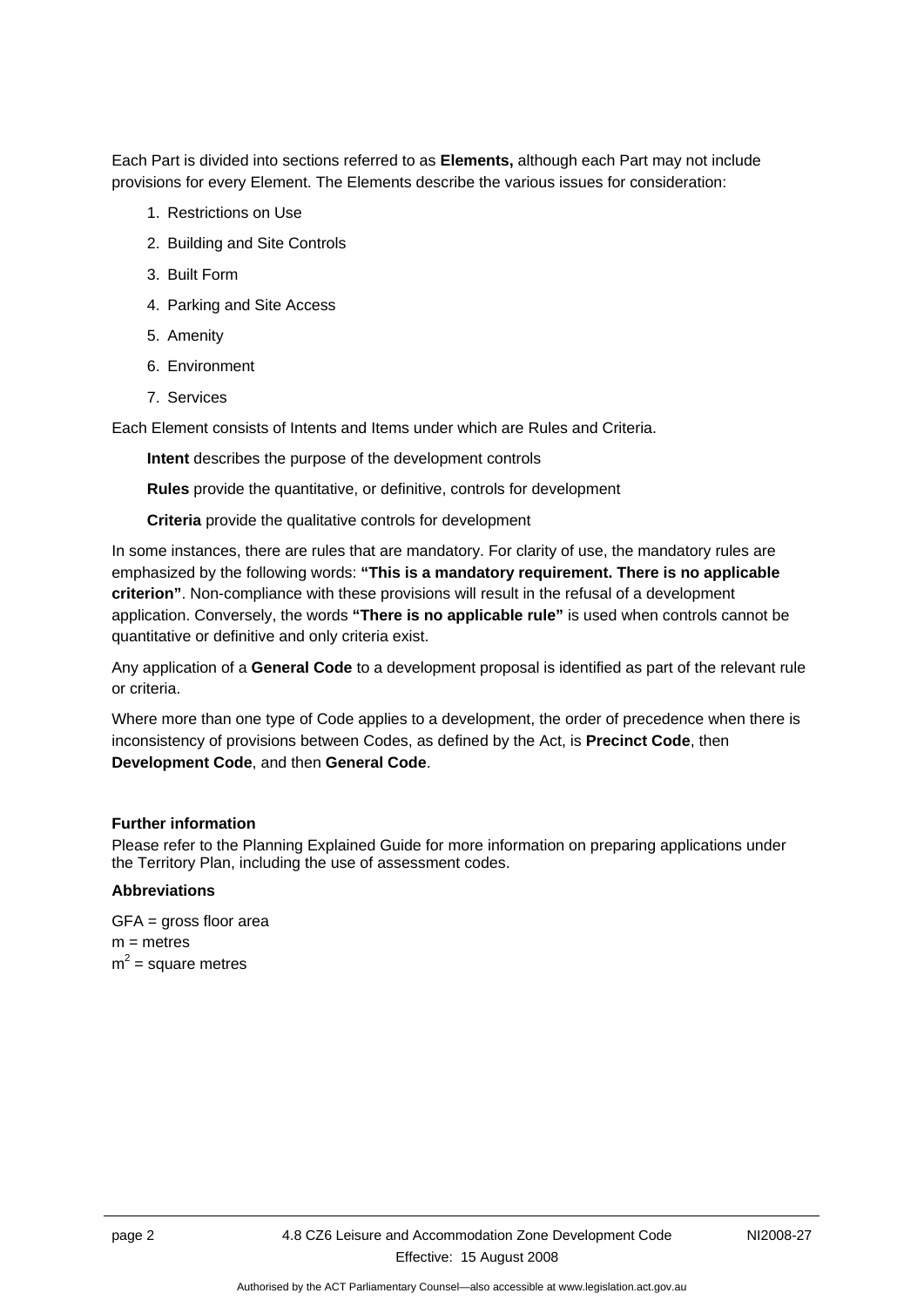Each Part is divided into sections referred to as **Elements,** although each Part may not include provisions for every Element. The Elements describe the various issues for consideration:

1. Restrictions on Use
2. Building and Site Controls
3. Built Form
4. Parking and Site Access
5. Amenity
6. Environment
7. Services

Each Element consists of Intents and Items under which are Rules and Criteria.

**Intent** describes the purpose of the development controls

**Rules** provide the quantitative, or definitive, controls for development

**Criteria** provide the qualitative controls for development

In some instances, there are rules that are mandatory. For clarity of use, the mandatory rules are emphasized by the following words: **"This is a mandatory requirement. There is no applicable criterion"**. Non-compliance with these provisions will result in the refusal of a development application. Conversely, the words **"There is no applicable rule"** is used when controls cannot be quantitative or definitive and only criteria exist.

Any application of a **General Code** to a development proposal is identified as part of the relevant rule or criteria.

Where more than one type of Code applies to a development, the order of precedence when there is inconsistency of provisions between Codes, as defined by the Act, is **Precinct Code**, then **Development Code**, and then **General Code**.

**Further information**

Please refer to the Planning Explained Guide for more information on preparing applications under the Territory Plan, including the use of assessment codes.

**Abbreviations**

GFA = gross floor area
m = metres
$m^2$ = square metres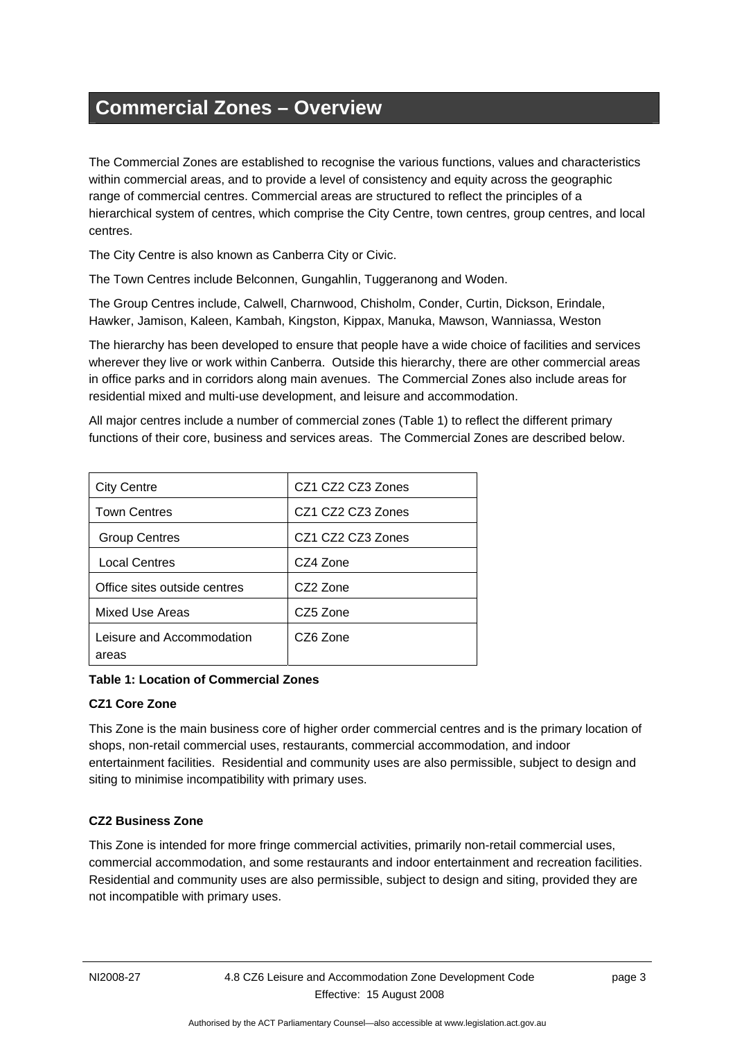# Commercial Zones – Overview

The Commercial Zones are established to recognise the various functions, values and characteristics within commercial areas, and to provide a level of consistency and equity across the geographic range of commercial centres. Commercial areas are structured to reflect the principles of a hierarchical system of centres, which comprise the City Centre, town centres, group centres, and local centres.

The City Centre is also known as Canberra City or Civic.

The Town Centres include Belconnen, Gungahlin, Tuggeranong and Woden.

The Group Centres include, Calwell, Charnwood, Chisholm, Conder, Curtin, Dickson, Erindale, Hawker, Jamison, Kaleen, Kambah, Kingston, Kippax, Manuka, Mawson, Wanniassa, Weston

The hierarchy has been developed to ensure that people have a wide choice of facilities and services wherever they live or work within Canberra. Outside this hierarchy, there are other commercial areas in office parks and in corridors along main avenues. The Commercial Zones also include areas for residential mixed and multi-use development, and leisure and accommodation.

All major centres include a number of commercial zones (Table 1) to reflect the different primary functions of their core, business and services areas. The Commercial Zones are described below.

| | |
|---|---|
| City Centre | CZ1 CZ2 CZ3 Zones |
| Town Centres | CZ1 CZ2 CZ3 Zones |
| Group Centres | CZ1 CZ2 CZ3 Zones |
| Local Centres | CZ4 Zone |
| Office sites outside centres | CZ2 Zone |
| Mixed Use Areas | CZ5 Zone |
| Leisure and Accommodation areas | CZ6 Zone |

**Table 1: Location of Commercial Zones**

**CZ1 Core Zone**

This Zone is the main business core of higher order commercial centres and is the primary location of shops, non-retail commercial uses, restaurants, commercial accommodation, and indoor entertainment facilities. Residential and community uses are also permissible, subject to design and siting to minimise incompatibility with primary uses.

**CZ2 Business Zone**

This Zone is intended for more fringe commercial activities, primarily non-retail commercial uses, commercial accommodation, and some restaurants and indoor entertainment and recreation facilities. Residential and community uses are also permissible, subject to design and siting, provided they are not incompatible with primary uses.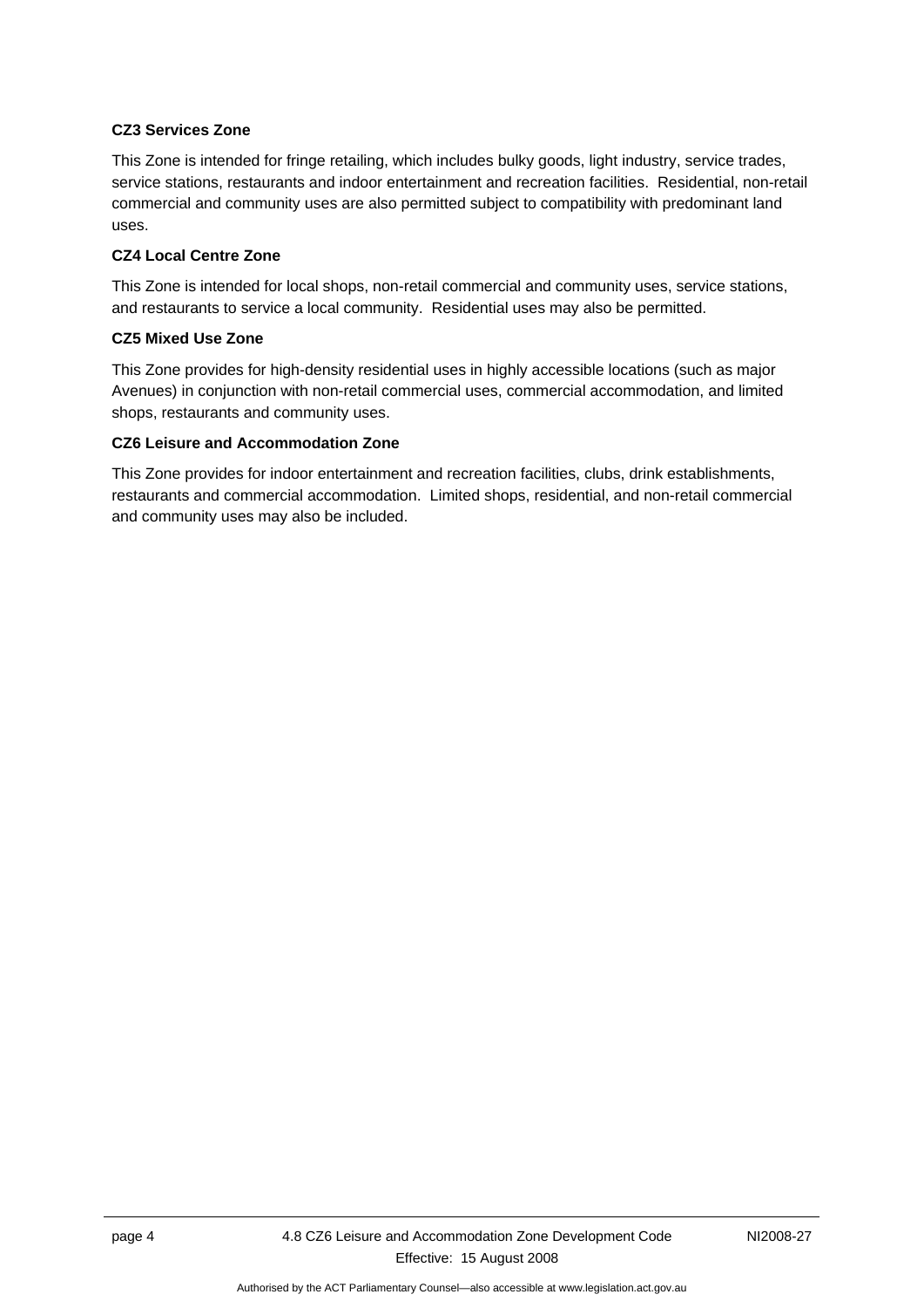**CZ3 Services Zone**

This Zone is intended for fringe retailing, which includes bulky goods, light industry, service trades, service stations, restaurants and indoor entertainment and recreation facilities. Residential, non-retail commercial and community uses are also permitted subject to compatibility with predominant land uses.

**CZ4 Local Centre Zone**

This Zone is intended for local shops, non-retail commercial and community uses, service stations, and restaurants to service a local community. Residential uses may also be permitted.

**CZ5 Mixed Use Zone**

This Zone provides for high-density residential uses in highly accessible locations (such as major Avenues) in conjunction with non-retail commercial uses, commercial accommodation, and limited shops, restaurants and community uses.

**CZ6 Leisure and Accommodation Zone**

This Zone provides for indoor entertainment and recreation facilities, clubs, drink establishments, restaurants and commercial accommodation. Limited shops, residential, and non-retail commercial and community uses may also be included.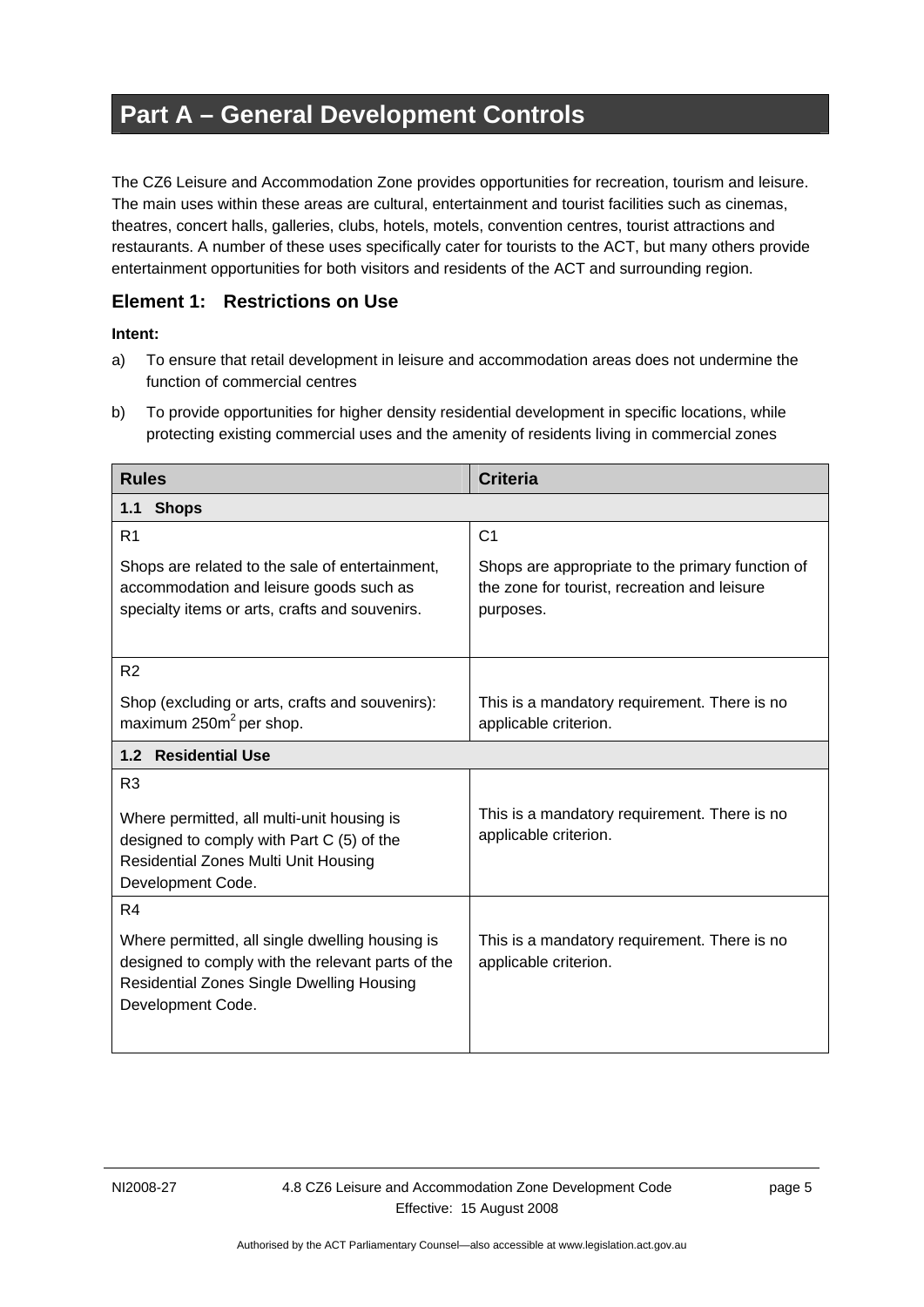# Part A – General Development Controls

The CZ6 Leisure and Accommodation Zone provides opportunities for recreation, tourism and leisure. The main uses within these areas are cultural, entertainment and tourist facilities such as cinemas, theatres, concert halls, galleries, clubs, hotels, motels, convention centres, tourist attractions and restaurants. A number of these uses specifically cater for tourists to the ACT, but many others provide entertainment opportunities for both visitors and residents of the ACT and surrounding region.

## Element 1: Restrictions on Use

**Intent:**

a) To ensure that retail development in leisure and accommodation areas does not undermine the function of commercial centres

b) To provide opportunities for higher density residential development in specific locations, while protecting existing commercial uses and the amenity of residents living in commercial zones

| Rules | Criteria |
|---|---|
| **1.1 Shops** | |
| R1<br><br>Shops are related to the sale of entertainment, accommodation and leisure goods such as specialty items or arts, crafts and souvenirs. | C1<br><br>Shops are appropriate to the primary function of the zone for tourist, recreation and leisure purposes. |
| R2<br><br>Shop (excluding or arts, crafts and souvenirs): maximum 250m$^2$ per shop. | This is a mandatory requirement. There is no applicable criterion. |
| **1.2 Residential Use** | |
| R3<br><br>Where permitted, all multi-unit housing is designed to comply with Part C (5) of the Residential Zones Multi Unit Housing Development Code. | This is a mandatory requirement. There is no applicable criterion. |
| R4<br><br>Where permitted, all single dwelling housing is designed to comply with the relevant parts of the Residential Zones Single Dwelling Housing Development Code. | This is a mandatory requirement. There is no applicable criterion. |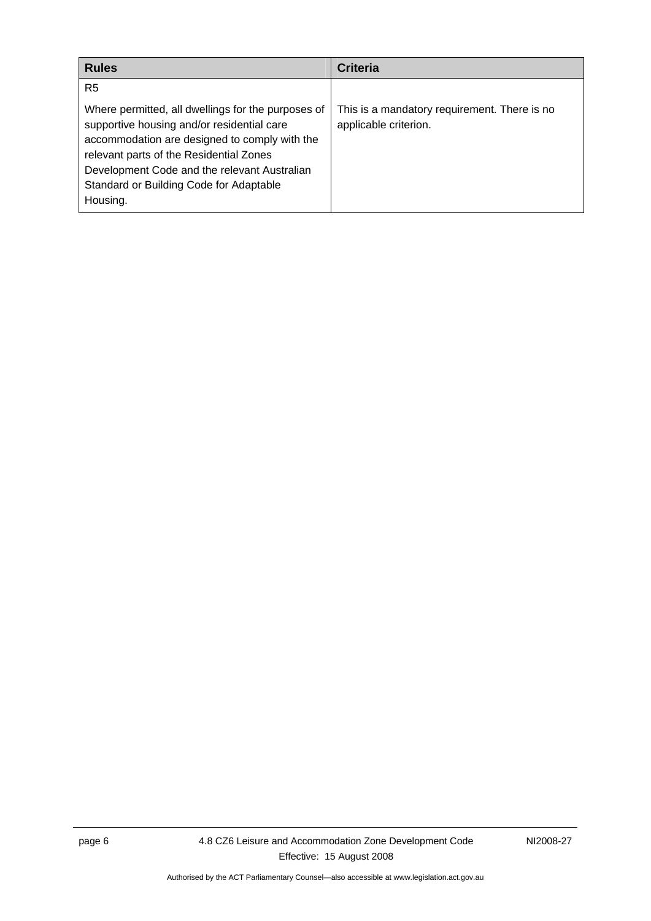| Rules | Criteria |
| --- | --- |
| R5<br><br>Where permitted, all dwellings for the purposes of supportive housing and/or residential care accommodation are designed to comply with the relevant parts of the Residential Zones Development Code and the relevant Australian Standard or Building Code for Adaptable Housing. | This is a mandatory requirement. There is no applicable criterion. |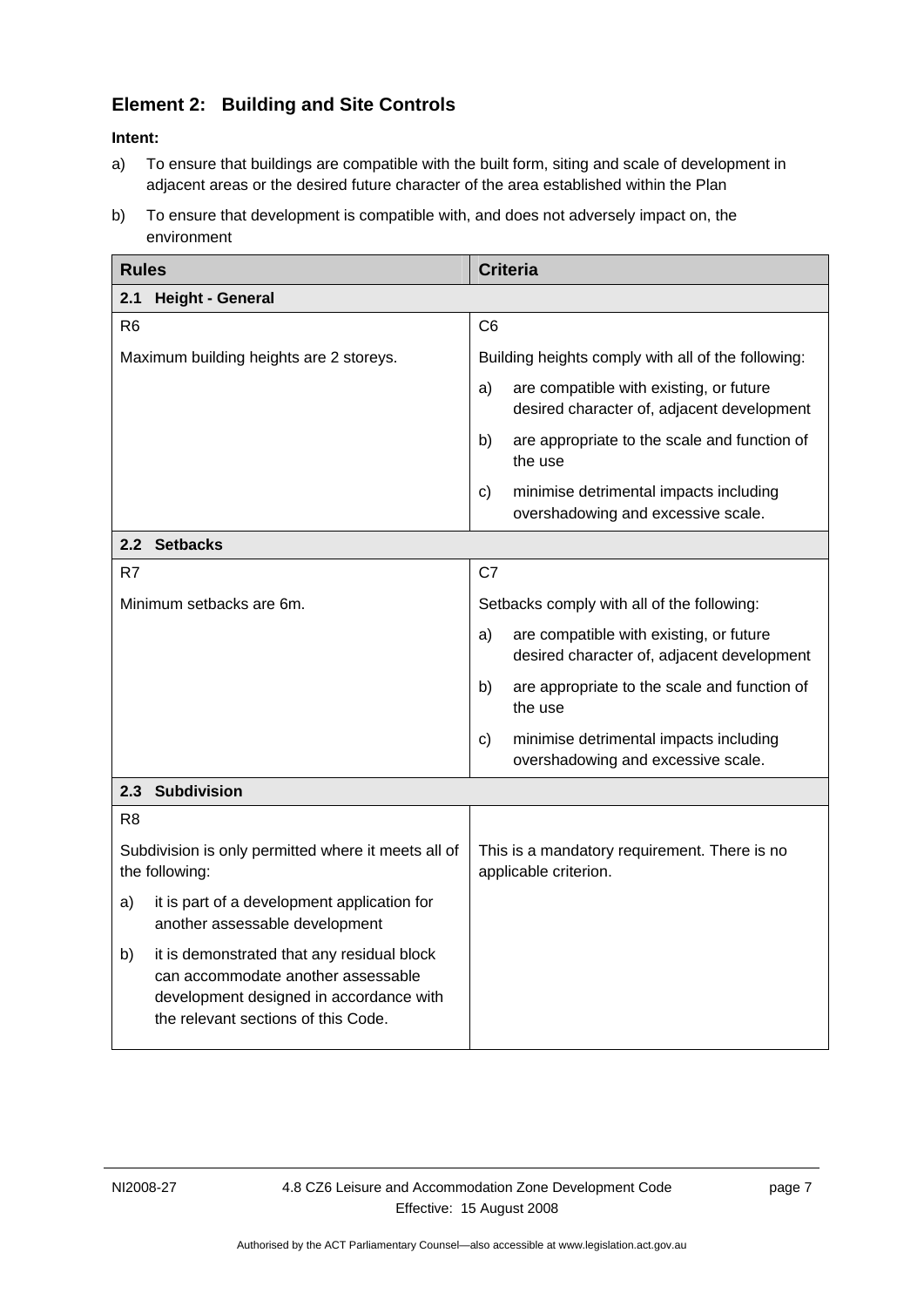## Element 2: Building and Site Controls

**Intent:**

a) To ensure that buildings are compatible with the built form, siting and scale of development in adjacent areas or the desired future character of the area established within the Plan

b) To ensure that development is compatible with, and does not adversely impact on, the environment

| Rules | Criteria |
|---|---|
| **2.1 Height - General** | |
| R6<br><br>Maximum building heights are 2 storeys. | C6<br><br>Building heights comply with all of the following:<br><br>a) are compatible with existing, or future desired character of, adjacent development<br><br>b) are appropriate to the scale and function of the use<br><br>c) minimise detrimental impacts including overshadowing and excessive scale. |
| **2.2 Setbacks** | |
| R7<br><br>Minimum setbacks are 6m. | C7<br><br>Setbacks comply with all of the following:<br><br>a) are compatible with existing, or future desired character of, adjacent development<br><br>b) are appropriate to the scale and function of the use<br><br>c) minimise detrimental impacts including overshadowing and excessive scale. |
| **2.3 Subdivision** | |
| R8<br><br>Subdivision is only permitted where it meets all of the following:<br><br>a) it is part of a development application for another assessable development<br><br>b) it is demonstrated that any residual block can accommodate another assessable development designed in accordance with the relevant sections of this Code. | This is a mandatory requirement. There is no applicable criterion. |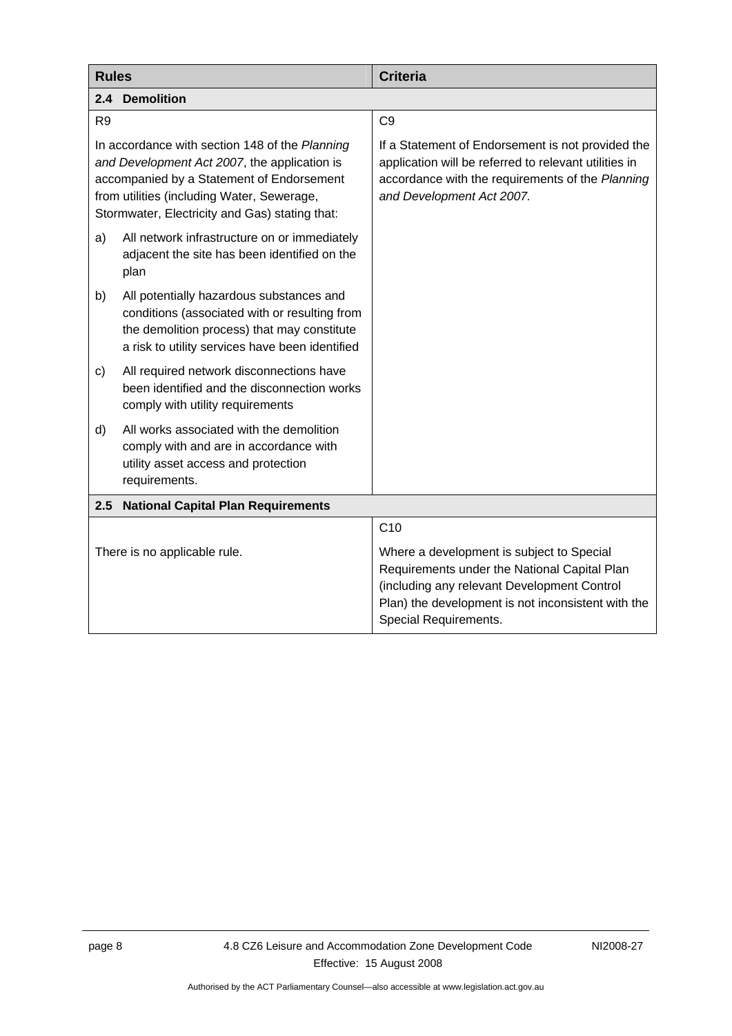| Rules | Criteria |
|---|---|
| **2.4 Demolition** | |
| R9<br><br>In accordance with section 148 of the *Planning and Development Act 2007*, the application is accompanied by a Statement of Endorsement from utilities (including Water, Sewerage, Stormwater, Electricity and Gas) stating that:<br><br>a) All network infrastructure on or immediately adjacent the site has been identified on the plan<br><br>b) All potentially hazardous substances and conditions (associated with or resulting from the demolition process) that may constitute a risk to utility services have been identified<br><br>c) All required network disconnections have been identified and the disconnection works comply with utility requirements<br><br>d) All works associated with the demolition comply with and are in accordance with utility asset access and protection requirements. | C9<br><br>If a Statement of Endorsement is not provided the application will be referred to relevant utilities in accordance with the requirements of the *Planning and Development Act 2007.* |
| **2.5 National Capital Plan Requirements** | |
| There is no applicable rule. | C10<br><br>Where a development is subject to Special Requirements under the National Capital Plan (including any relevant Development Control Plan) the development is not inconsistent with the Special Requirements. |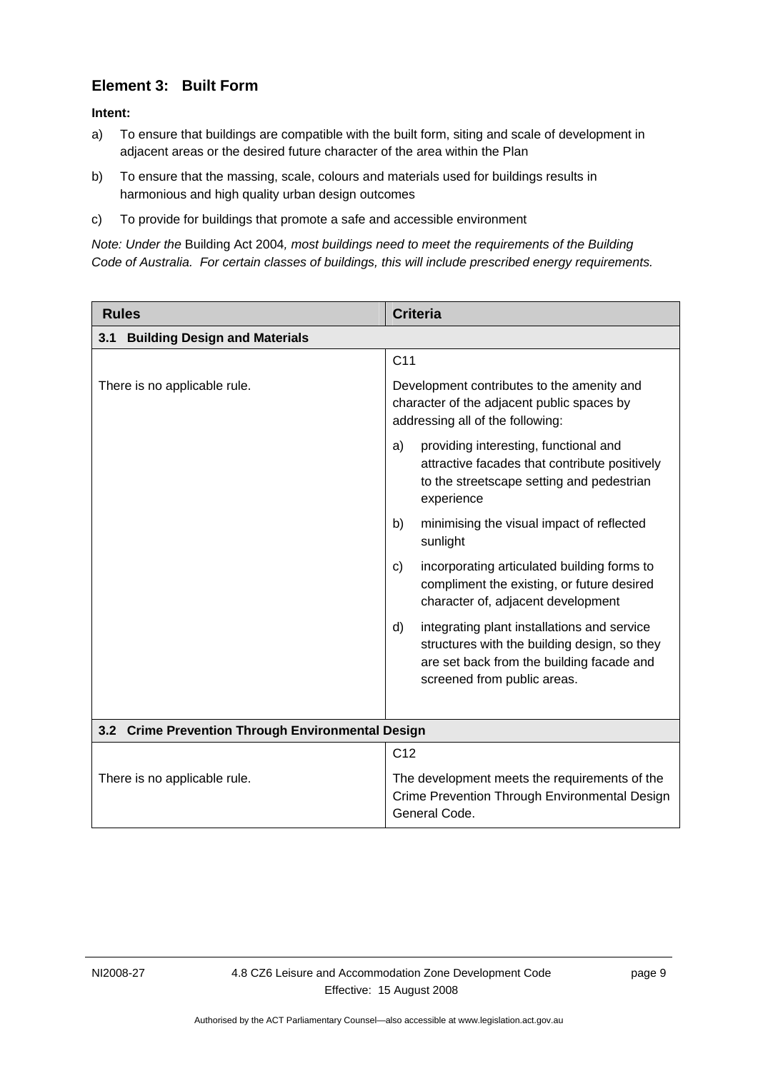## Element 3: Built Form

**Intent:**

a) To ensure that buildings are compatible with the built form, siting and scale of development in adjacent areas or the desired future character of the area within the Plan

b) To ensure that the massing, scale, colours and materials used for buildings results in harmonious and high quality urban design outcomes

c) To provide for buildings that promote a safe and accessible environment

*Note: Under the* Building Act 2004*, most buildings need to meet the requirements of the Building Code of Australia. For certain classes of buildings, this will include prescribed energy requirements.*

| Rules | Criteria |
|---|---|
| **3.1 Building Design and Materials** | |
| There is no applicable rule. | C11<br><br>Development contributes to the amenity and character of the adjacent public spaces by addressing all of the following:<br><br>a) providing interesting, functional and attractive facades that contribute positively to the streetscape setting and pedestrian experience<br><br>b) minimising the visual impact of reflected sunlight<br><br>c) incorporating articulated building forms to compliment the existing, or future desired character of, adjacent development<br><br>d) integrating plant installations and service structures with the building design, so they are set back from the building facade and screened from public areas. |
| **3.2 Crime Prevention Through Environmental Design** | |
| There is no applicable rule. | C12<br><br>The development meets the requirements of the Crime Prevention Through Environmental Design General Code. |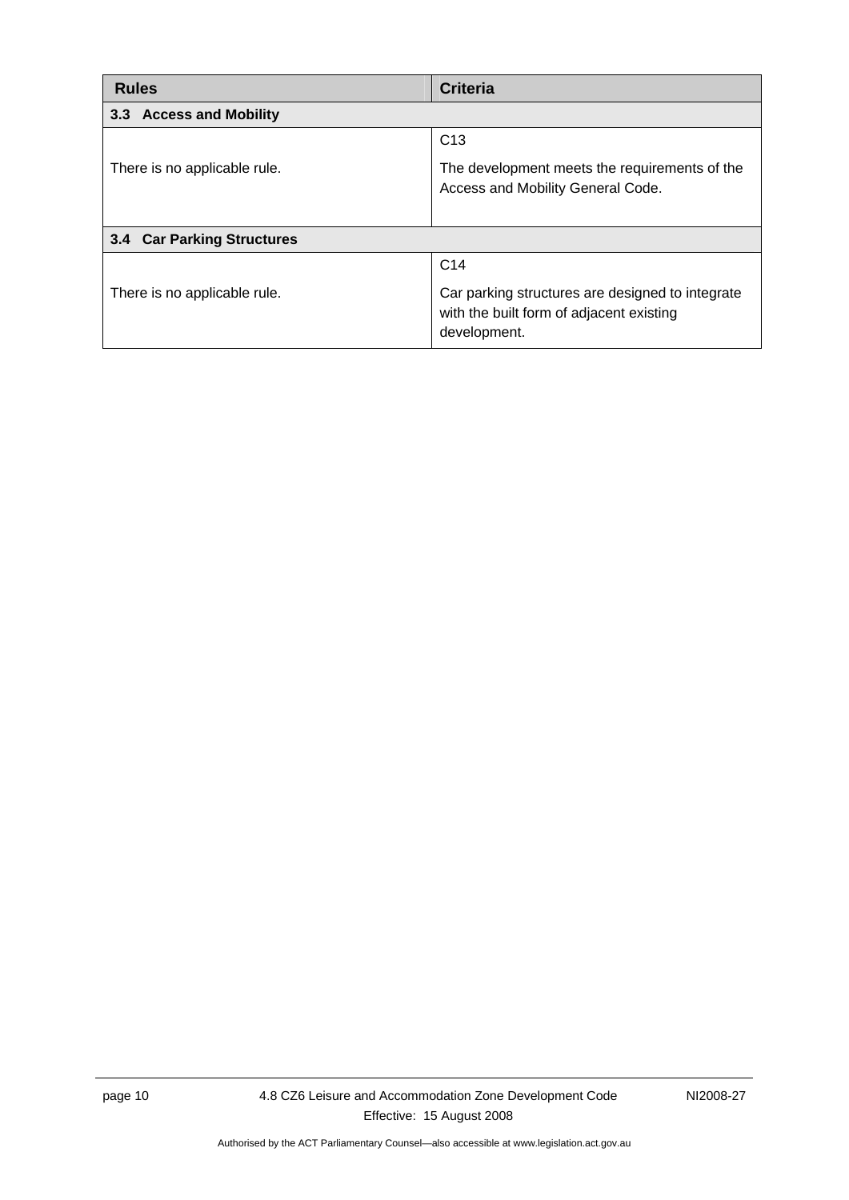| Rules | Criteria |
|---|---|
| **3.3 Access and Mobility** | |
| There is no applicable rule. | C13<br><br>The development meets the requirements of the Access and Mobility General Code. |
| **3.4 Car Parking Structures** | |
| There is no applicable rule. | C14<br><br>Car parking structures are designed to integrate with the built form of adjacent existing development. |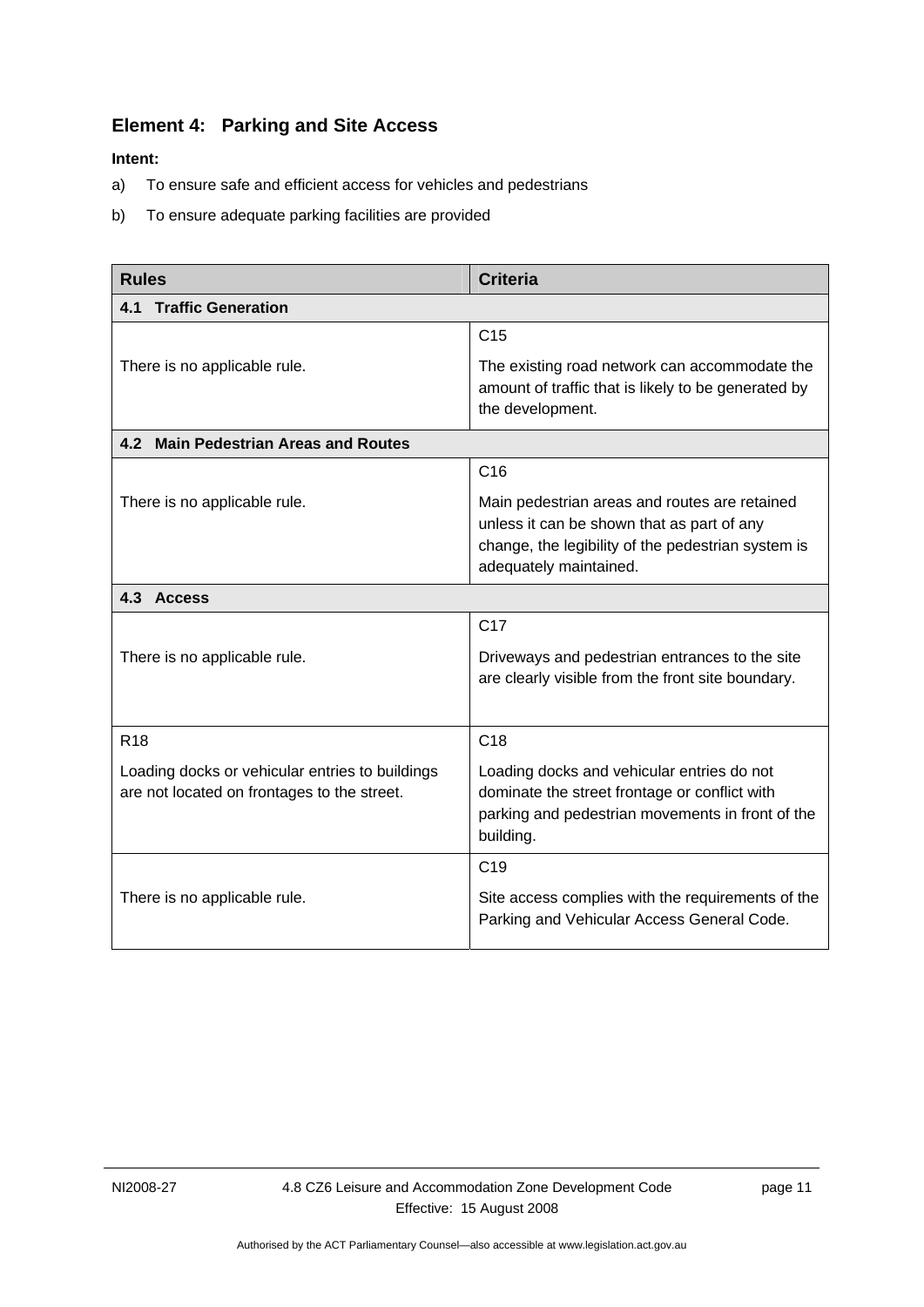## Element 4: Parking and Site Access

**Intent:**

a) To ensure safe and efficient access for vehicles and pedestrians

b) To ensure adequate parking facilities are provided

| Rules | Criteria |
|---|---|
| **4.1 Traffic Generation** | |
| There is no applicable rule. | C15<br><br>The existing road network can accommodate the amount of traffic that is likely to be generated by the development. |
| **4.2 Main Pedestrian Areas and Routes** | |
| There is no applicable rule. | C16<br><br>Main pedestrian areas and routes are retained unless it can be shown that as part of any change, the legibility of the pedestrian system is adequately maintained. |
| **4.3 Access** | |
| There is no applicable rule. | C17<br><br>Driveways and pedestrian entrances to the site are clearly visible from the front site boundary. |
| R18<br><br>Loading docks or vehicular entries to buildings are not located on frontages to the street. | C18<br><br>Loading docks and vehicular entries do not dominate the street frontage or conflict with parking and pedestrian movements in front of the building. |
| There is no applicable rule. | C19<br><br>Site access complies with the requirements of the Parking and Vehicular Access General Code. |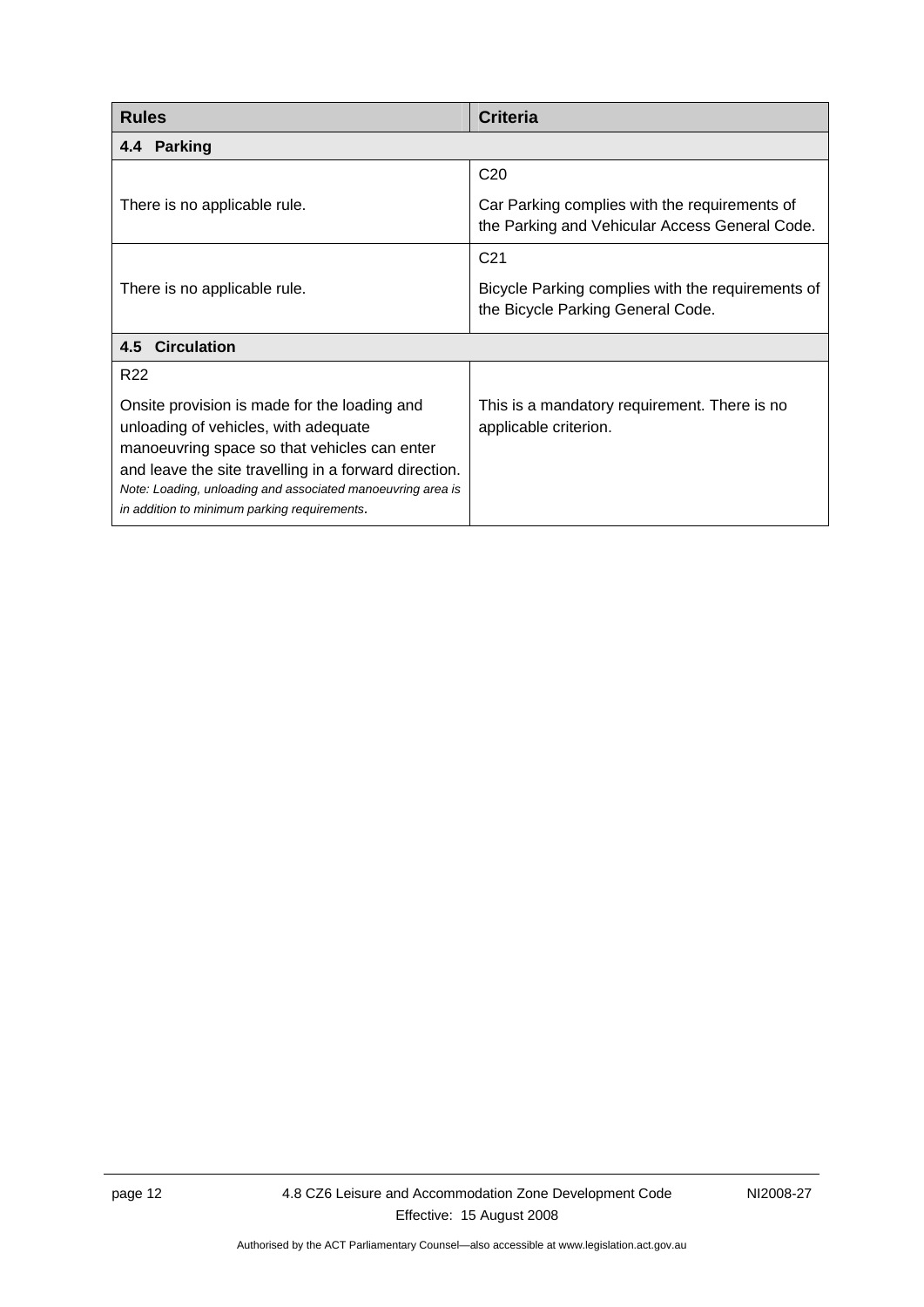| Rules | Criteria |
|---|---|
| **4.4 Parking** | |
| There is no applicable rule. | C20<br><br>Car Parking complies with the requirements of the Parking and Vehicular Access General Code. |
| There is no applicable rule. | C21<br><br>Bicycle Parking complies with the requirements of the Bicycle Parking General Code. |
| **4.5 Circulation** | |
| R22<br><br>Onsite provision is made for the loading and unloading of vehicles, with adequate manoeuvring space so that vehicles can enter and leave the site travelling in a forward direction.<br>*Note: Loading, unloading and associated manoeuvring area is in addition to minimum parking requirements.* | This is a mandatory requirement. There is no applicable criterion. |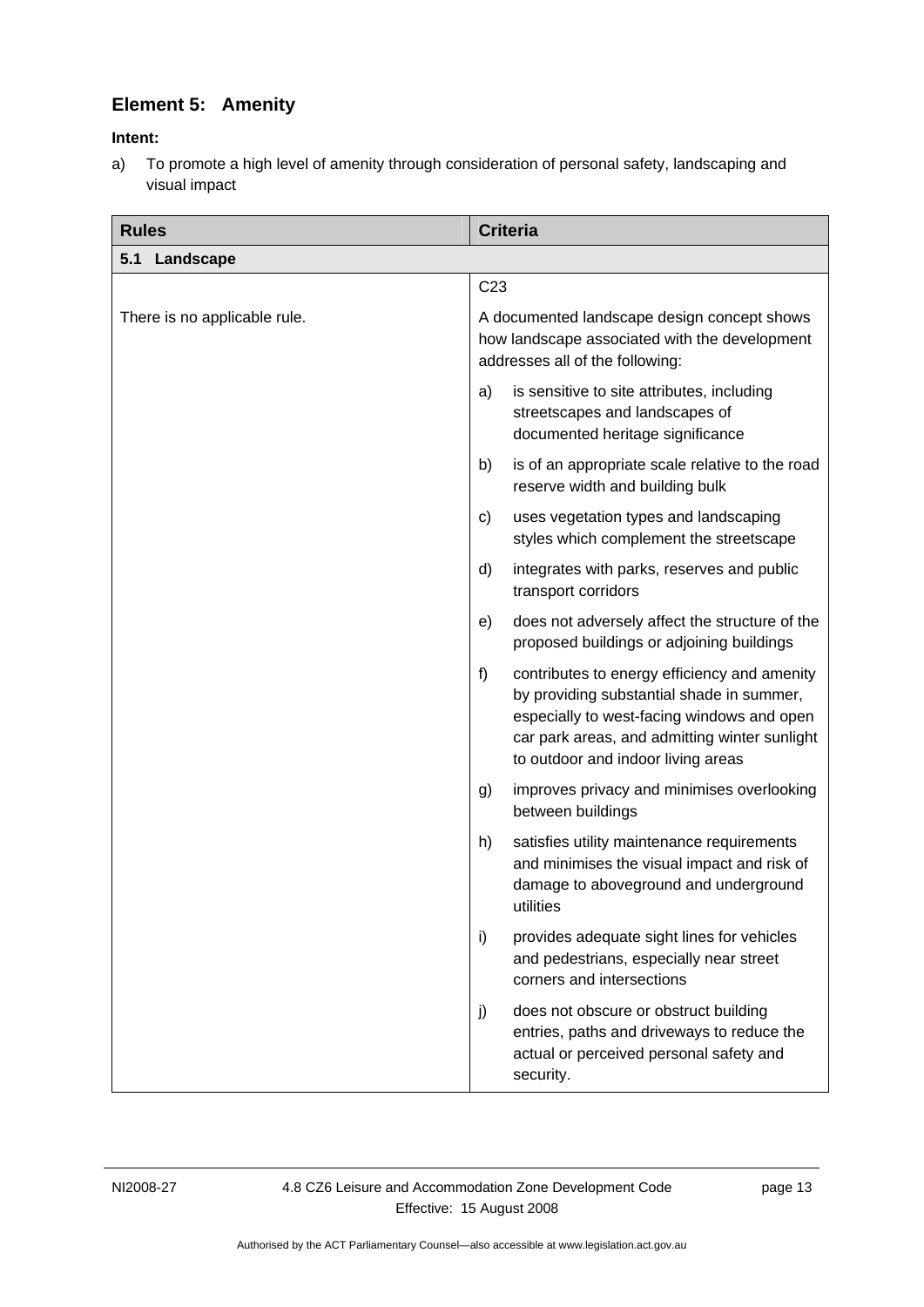## Element 5: Amenity

**Intent:**

a) To promote a high level of amenity through consideration of personal safety, landscaping and visual impact

| Rules | Criteria |
|---|---|
| **5.1 Landscape** | |
| There is no applicable rule. | C23<br><br>A documented landscape design concept shows how landscape associated with the development addresses all of the following:<br><br>a) is sensitive to site attributes, including streetscapes and landscapes of documented heritage significance<br><br>b) is of an appropriate scale relative to the road reserve width and building bulk<br><br>c) uses vegetation types and landscaping styles which complement the streetscape<br><br>d) integrates with parks, reserves and public transport corridors<br><br>e) does not adversely affect the structure of the proposed buildings or adjoining buildings<br><br>f) contributes to energy efficiency and amenity by providing substantial shade in summer, especially to west-facing windows and open car park areas, and admitting winter sunlight to outdoor and indoor living areas<br><br>g) improves privacy and minimises overlooking between buildings<br><br>h) satisfies utility maintenance requirements and minimises the visual impact and risk of damage to aboveground and underground utilities<br><br>i) provides adequate sight lines for vehicles and pedestrians, especially near street corners and intersections<br><br>j) does not obscure or obstruct building entries, paths and driveways to reduce the actual or perceived personal safety and security. |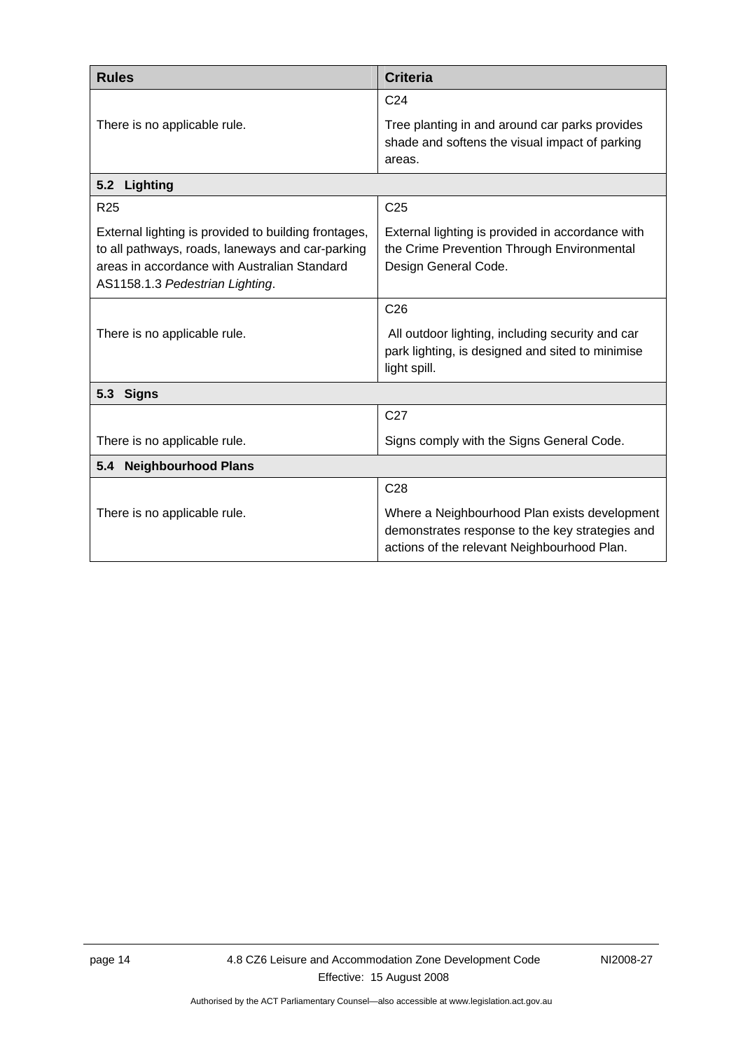| Rules | Criteria |
|---|---|
| There is no applicable rule. | C24<br><br>Tree planting in and around car parks provides shade and softens the visual impact of parking areas. |
| **5.2 Lighting** | |
| R25<br><br>External lighting is provided to building frontages, to all pathways, roads, laneways and car-parking areas in accordance with Australian Standard AS1158.1.3 *Pedestrian Lighting*. | C25<br><br>External lighting is provided in accordance with the Crime Prevention Through Environmental Design General Code. |
| There is no applicable rule. | C26<br><br>All outdoor lighting, including security and car park lighting, is designed and sited to minimise light spill. |
| **5.3 Signs** | |
| There is no applicable rule. | C27<br><br>Signs comply with the Signs General Code. |
| **5.4 Neighbourhood Plans** | |
| There is no applicable rule. | C28<br><br>Where a Neighbourhood Plan exists development demonstrates response to the key strategies and actions of the relevant Neighbourhood Plan. |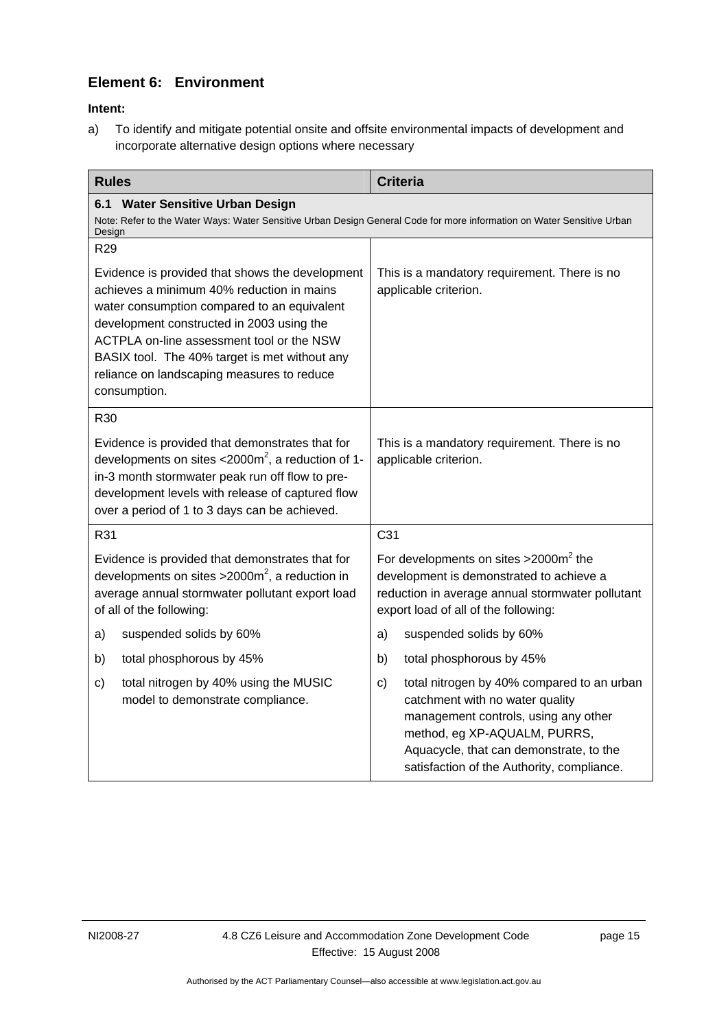## Element 6: Environment

**Intent:**

a) To identify and mitigate potential onsite and offsite environmental impacts of development and incorporate alternative design options where necessary

| Rules | Criteria |
|---|---|
| **6.1 Water Sensitive Urban Design**<br>Note: Refer to the Water Ways: Water Sensitive Urban Design General Code for more information on Water Sensitive Urban Design | |
| R29<br><br>Evidence is provided that shows the development achieves a minimum 40% reduction in mains water consumption compared to an equivalent development constructed in 2003 using the ACTPLA on-line assessment tool or the NSW BASIX tool. The 40% target is met without any reliance on landscaping measures to reduce consumption. | This is a mandatory requirement. There is no applicable criterion. |
| R30<br><br>Evidence is provided that demonstrates that for developments on sites <2000m$^2$, a reduction of 1-in-3 month stormwater peak run off flow to pre-development levels with release of captured flow over a period of 1 to 3 days can be achieved. | This is a mandatory requirement. There is no applicable criterion. |
| R31<br><br>Evidence is provided that demonstrates that for developments on sites >2000m$^2$, a reduction in average annual stormwater pollutant export load of all of the following:<br><br>a) suspended solids by 60%<br><br>b) total phosphorous by 45%<br><br>c) total nitrogen by 40% using the MUSIC model to demonstrate compliance. | C31<br><br>For developments on sites >2000m$^2$ the development is demonstrated to achieve a reduction in average annual stormwater pollutant export load of all of the following:<br><br>a) suspended solids by 60%<br><br>b) total phosphorous by 45%<br><br>c) total nitrogen by 40% compared to an urban catchment with no water quality management controls, using any other method, eg XP-AQUALM, PURRS, Aquacycle, that can demonstrate, to the satisfaction of the Authority, compliance. |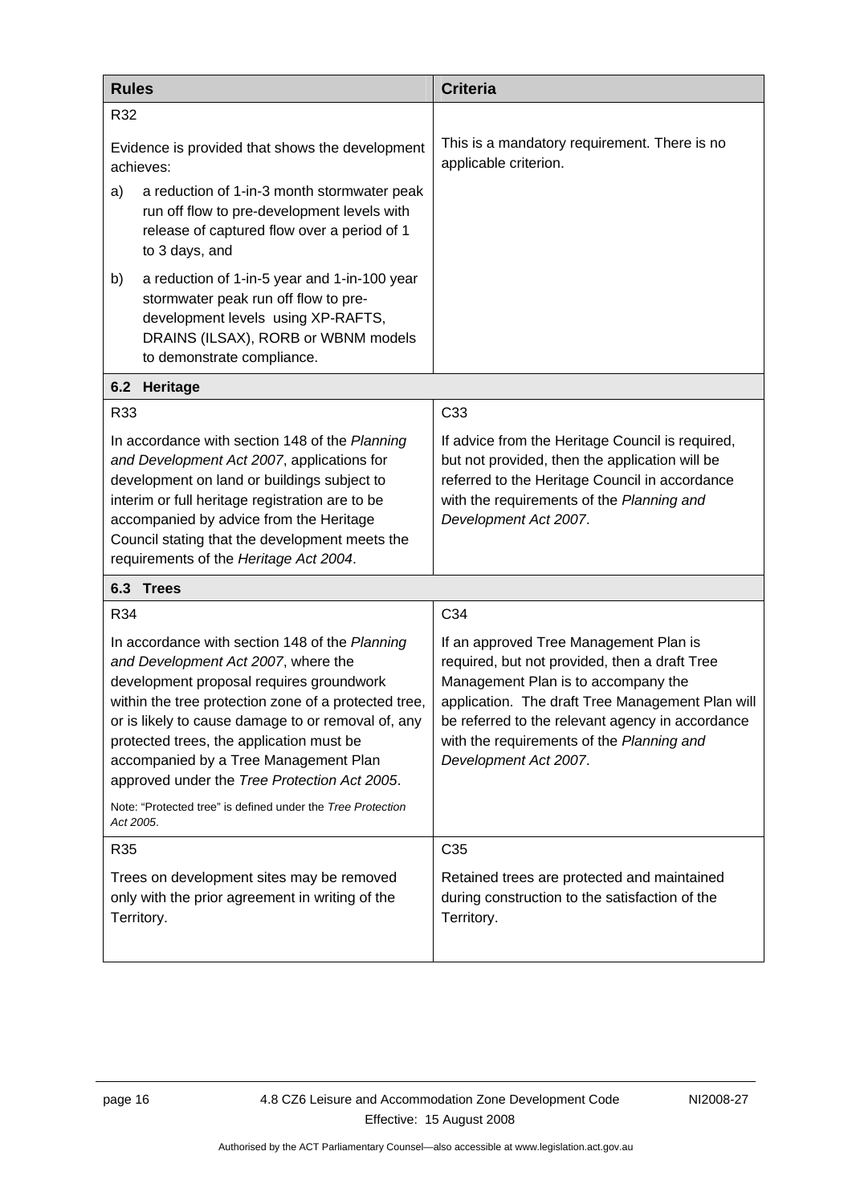| Rules | Criteria |
|---|---|
| R32<br><br>Evidence is provided that shows the development achieves:<br><br>a) a reduction of 1-in-3 month stormwater peak run off flow to pre-development levels with release of captured flow over a period of 1 to 3 days, and<br><br>b) a reduction of 1-in-5 year and 1-in-100 year stormwater peak run off flow to pre-development levels using XP-RAFTS, DRAINS (ILSAX), RORB or WBNM models to demonstrate compliance. | This is a mandatory requirement. There is no applicable criterion. |
| **6.2 Heritage** | |
| R33<br><br>In accordance with section 148 of the *Planning and Development Act 2007*, applications for development on land or buildings subject to interim or full heritage registration are to be accompanied by advice from the Heritage Council stating that the development meets the requirements of the *Heritage Act 2004*. | C33<br><br>If advice from the Heritage Council is required, but not provided, then the application will be referred to the Heritage Council in accordance with the requirements of the *Planning and Development Act 2007*. |
| **6.3 Trees** | |
| R34<br><br>In accordance with section 148 of the *Planning and Development Act 2007*, where the development proposal requires groundwork within the tree protection zone of a protected tree, or is likely to cause damage to or removal of, any protected trees, the application must be accompanied by a Tree Management Plan approved under the *Tree Protection Act 2005*.<br><br>Note: "Protected tree" is defined under the *Tree Protection Act 2005*. | C34<br><br>If an approved Tree Management Plan is required, but not provided, then a draft Tree Management Plan is to accompany the application. The draft Tree Management Plan will be referred to the relevant agency in accordance with the requirements of the *Planning and Development Act 2007*. |
| R35<br><br>Trees on development sites may be removed only with the prior agreement in writing of the Territory. | C35<br><br>Retained trees are protected and maintained during construction to the satisfaction of the Territory. |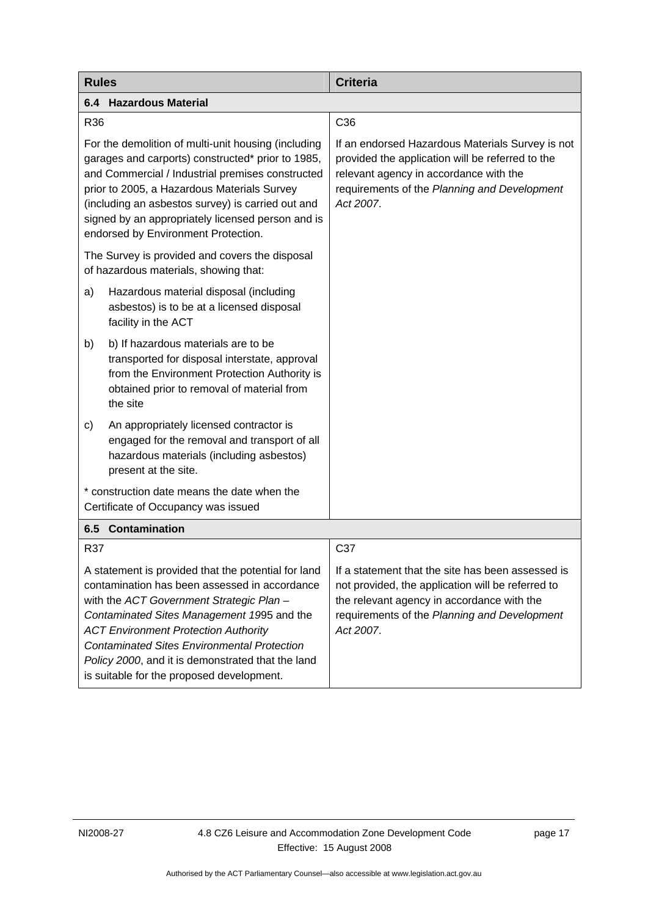| Rules | Criteria |
|---|---|
| **6.4 Hazardous Material** | |
| R36<br><br>For the demolition of multi-unit housing (including garages and carports) constructed* prior to 1985, and Commercial / Industrial premises constructed prior to 2005, a Hazardous Materials Survey (including an asbestos survey) is carried out and signed by an appropriately licensed person and is endorsed by Environment Protection.<br><br>The Survey is provided and covers the disposal of hazardous materials, showing that:<br><br>a) Hazardous material disposal (including asbestos) is to be at a licensed disposal facility in the ACT<br><br>b) b) If hazardous materials are to be transported for disposal interstate, approval from the Environment Protection Authority is obtained prior to removal of material from the site<br><br>c) An appropriately licensed contractor is engaged for the removal and transport of all hazardous materials (including asbestos) present at the site.<br><br>* construction date means the date when the Certificate of Occupancy was issued | C36<br><br>If an endorsed Hazardous Materials Survey is not provided the application will be referred to the relevant agency in accordance with the requirements of the *Planning and Development Act 2007*. |
| **6.5 Contamination** | |
| R37<br><br>A statement is provided that the potential for land contamination has been assessed in accordance with the *ACT Government Strategic Plan – Contaminated Sites Management 19*95 and the *ACT Environment Protection Authority Contaminated Sites Environmental Protection Policy 2000*, and it is demonstrated that the land is suitable for the proposed development. | C37<br><br>If a statement that the site has been assessed is not provided, the application will be referred to the relevant agency in accordance with the requirements of the *Planning and Development Act 2007*. |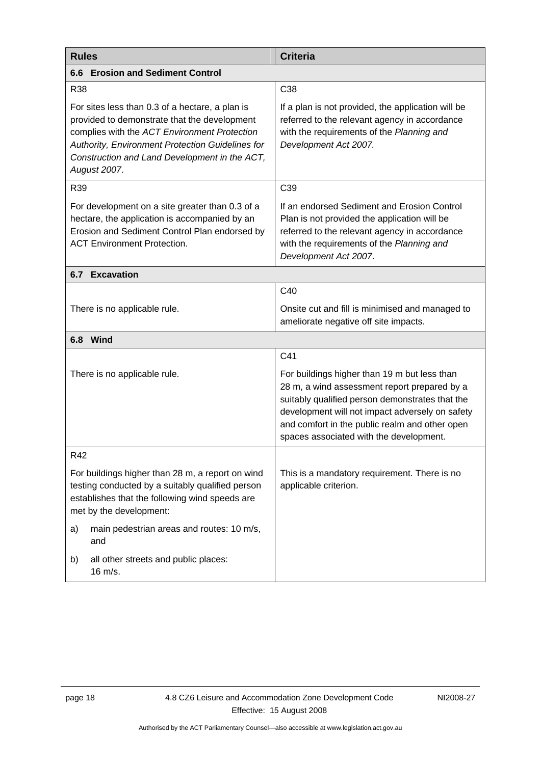| Rules | Criteria |
|---|---|
| **6.6 Erosion and Sediment Control** | |
| R38<br><br>For sites less than 0.3 of a hectare, a plan is provided to demonstrate that the development complies with the *ACT Environment Protection Authority, Environment Protection Guidelines for Construction and Land Development in the ACT, August 2007*. | C38<br><br>If a plan is not provided, the application will be referred to the relevant agency in accordance with the requirements of the *Planning and Development Act 2007.* |
| R39<br><br>For development on a site greater than 0.3 of a hectare, the application is accompanied by an Erosion and Sediment Control Plan endorsed by ACT Environment Protection. | C39<br><br>If an endorsed Sediment and Erosion Control Plan is not provided the application will be referred to the relevant agency in accordance with the requirements of the *Planning and Development Act 2007*. |
| **6.7 Excavation** | |
| There is no applicable rule. | C40<br><br>Onsite cut and fill is minimised and managed to ameliorate negative off site impacts. |
| **6.8 Wind** | |
| There is no applicable rule. | C41<br><br>For buildings higher than 19 m but less than 28 m, a wind assessment report prepared by a suitably qualified person demonstrates that the development will not impact adversely on safety and comfort in the public realm and other open spaces associated with the development. |
| R42<br><br>For buildings higher than 28 m, a report on wind testing conducted by a suitably qualified person establishes that the following wind speeds are met by the development:<br><br>a) main pedestrian areas and routes: 10 m/s, and<br><br>b) all other streets and public places: 16 m/s. | This is a mandatory requirement. There is no applicable criterion. |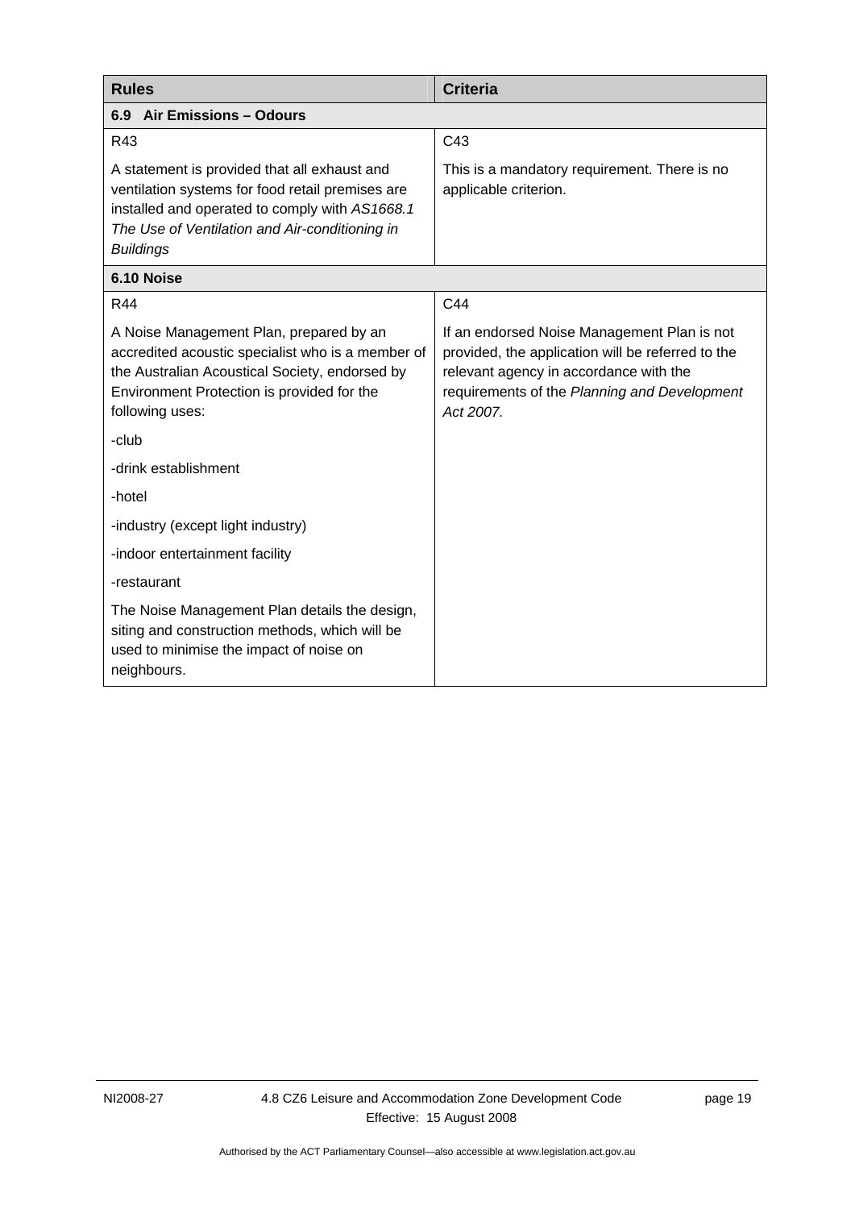| Rules | Criteria |
|---|---|
| **6.9 Air Emissions – Odours** | |
| R43 | C43 |
| A statement is provided that all exhaust and ventilation systems for food retail premises are installed and operated to comply with *AS1668.1 The Use of Ventilation and Air-conditioning in Buildings* | This is a mandatory requirement. There is no applicable criterion. |
| **6.10 Noise** | |
| R44 | C44 |
| A Noise Management Plan, prepared by an accredited acoustic specialist who is a member of the Australian Acoustical Society, endorsed by Environment Protection is provided for the following uses:<br>-club<br>-drink establishment<br>-hotel<br>-industry (except light industry)<br>-indoor entertainment facility<br>-restaurant<br>The Noise Management Plan details the design, siting and construction methods, which will be used to minimise the impact of noise on neighbours. | If an endorsed Noise Management Plan is not provided, the application will be referred to the relevant agency in accordance with the requirements of the *Planning and Development Act 2007.* |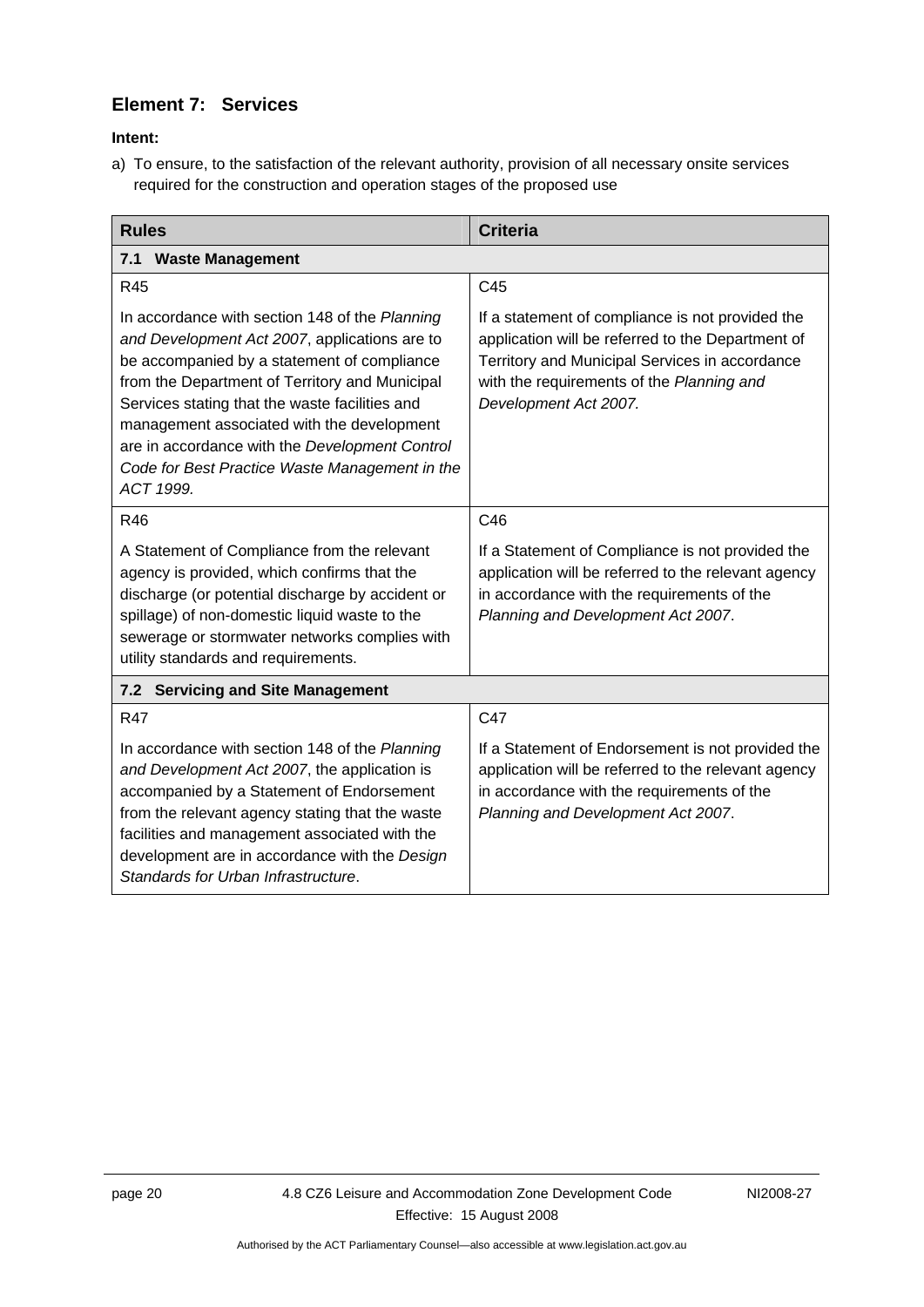## Element 7: Services

**Intent:**

a) To ensure, to the satisfaction of the relevant authority, provision of all necessary onsite services required for the construction and operation stages of the proposed use

| Rules | Criteria |
|---|---|
| **7.1 Waste Management** | |
| R45<br><br>In accordance with section 148 of the *Planning and Development Act 2007*, applications are to be accompanied by a statement of compliance from the Department of Territory and Municipal Services stating that the waste facilities and management associated with the development are in accordance with the *Development Control Code for Best Practice Waste Management in the ACT 1999.* | C45<br><br>If a statement of compliance is not provided the application will be referred to the Department of Territory and Municipal Services in accordance with the requirements of the *Planning and Development Act 2007.* |
| R46<br><br>A Statement of Compliance from the relevant agency is provided, which confirms that the discharge (or potential discharge by accident or spillage) of non-domestic liquid waste to the sewerage or stormwater networks complies with utility standards and requirements. | C46<br><br>If a Statement of Compliance is not provided the application will be referred to the relevant agency in accordance with the requirements of the *Planning and Development Act 2007*. |
| **7.2 Servicing and Site Management** | |
| R47<br><br>In accordance with section 148 of the *Planning and Development Act 2007*, the application is accompanied by a Statement of Endorsement from the relevant agency stating that the waste facilities and management associated with the development are in accordance with the *Design Standards for Urban Infrastructure*. | C47<br><br>If a Statement of Endorsement is not provided the application will be referred to the relevant agency in accordance with the requirements of the *Planning and Development Act 2007*. |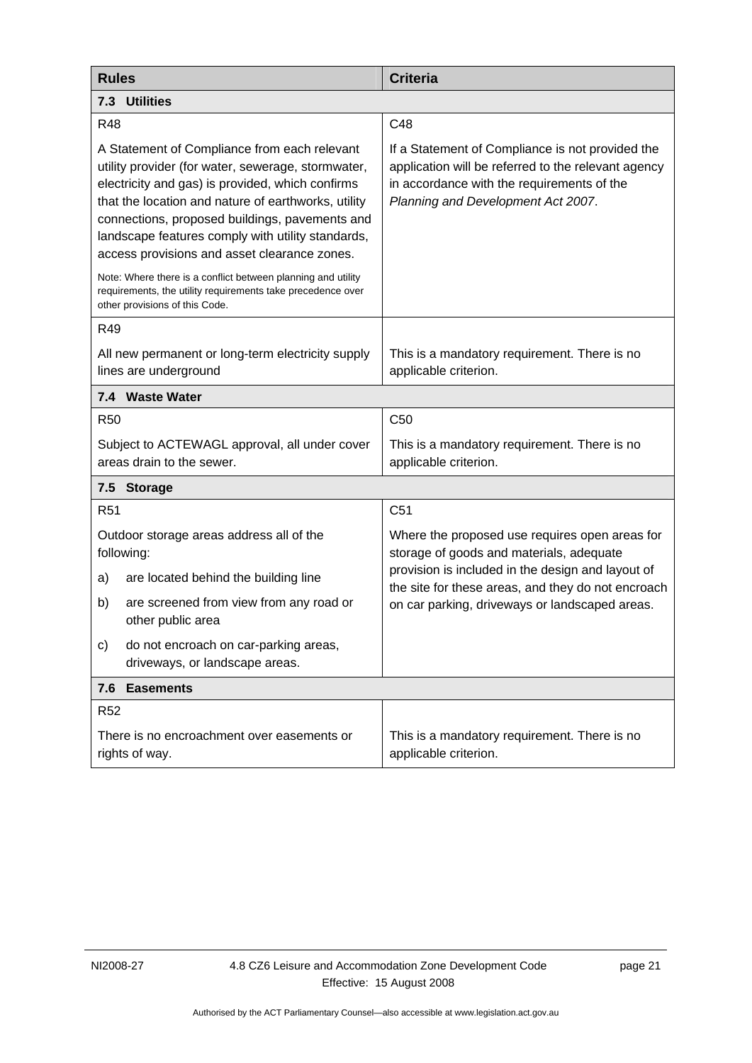| Rules | Criteria |
|---|---|
| **7.3 Utilities** | |
| R48<br><br>A Statement of Compliance from each relevant utility provider (for water, sewerage, stormwater, electricity and gas) is provided, which confirms that the location and nature of earthworks, utility connections, proposed buildings, pavements and landscape features comply with utility standards, access provisions and asset clearance zones.<br><br>Note: Where there is a conflict between planning and utility requirements, the utility requirements take precedence over other provisions of this Code. | C48<br><br>If a Statement of Compliance is not provided the application will be referred to the relevant agency in accordance with the requirements of the *Planning and Development Act 2007*. |
| R49<br><br>All new permanent or long-term electricity supply lines are underground | This is a mandatory requirement. There is no applicable criterion. |
| **7.4 Waste Water** | |
| R50<br><br>Subject to ACTEWAGL approval, all under cover areas drain to the sewer. | C50<br><br>This is a mandatory requirement. There is no applicable criterion. |
| **7.5 Storage** | |
| R51<br><br>Outdoor storage areas address all of the following:<br>a) are located behind the building line<br>b) are screened from view from any road or other public area<br>c) do not encroach on car-parking areas, driveways, or landscape areas. | C51<br><br>Where the proposed use requires open areas for storage of goods and materials, adequate provision is included in the design and layout of the site for these areas, and they do not encroach on car parking, driveways or landscaped areas. |
| **7.6 Easements** | |
| R52<br><br>There is no encroachment over easements or rights of way. | This is a mandatory requirement. There is no applicable criterion. |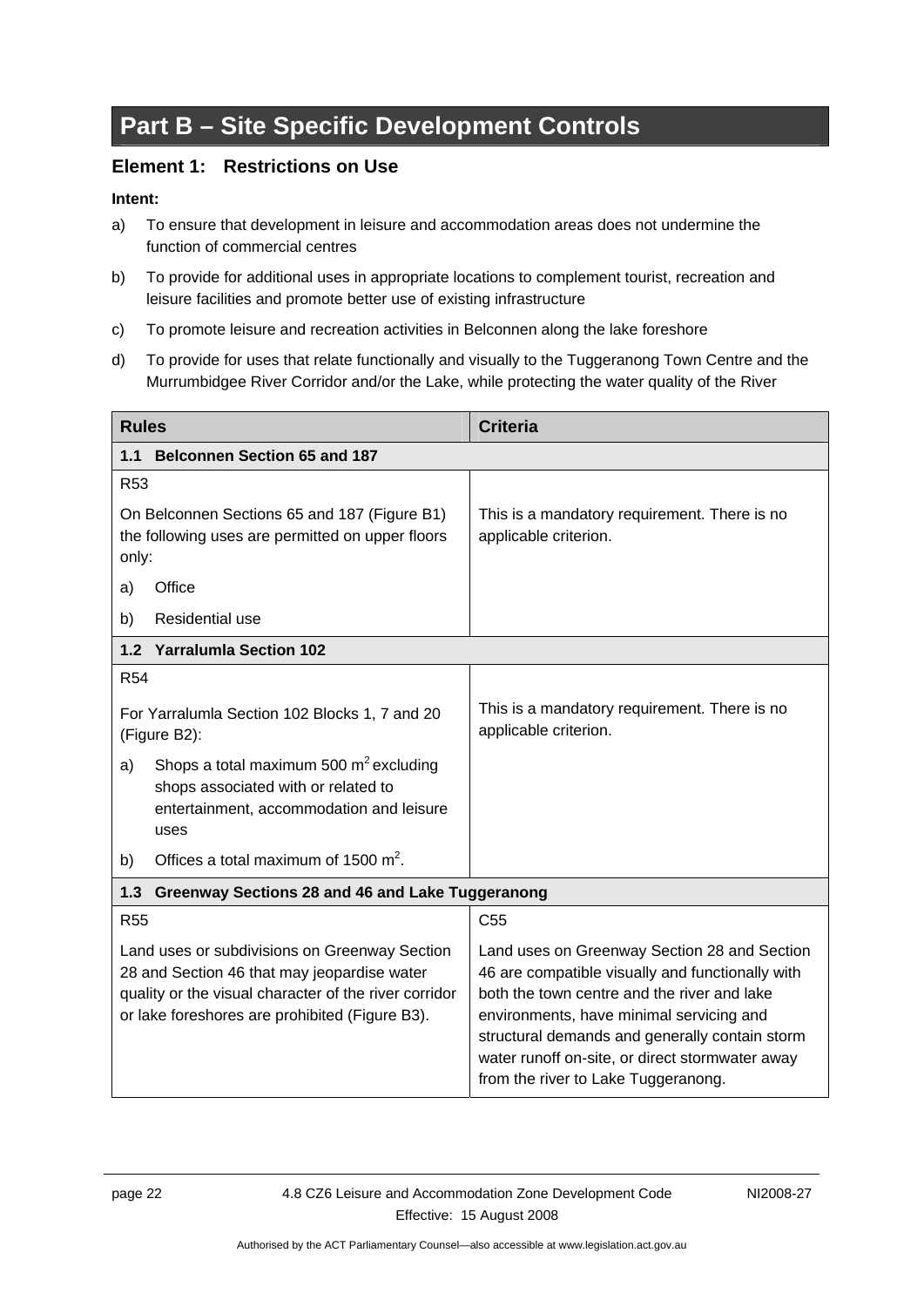# Part B – Site Specific Development Controls

## Element 1: Restrictions on Use

**Intent:**

a) To ensure that development in leisure and accommodation areas does not undermine the function of commercial centres

b) To provide for additional uses in appropriate locations to complement tourist, recreation and leisure facilities and promote better use of existing infrastructure

c) To promote leisure and recreation activities in Belconnen along the lake foreshore

d) To provide for uses that relate functionally and visually to the Tuggeranong Town Centre and the Murrumbidgee River Corridor and/or the Lake, while protecting the water quality of the River

| Rules | Criteria |
|---|---|
| **1.1 Belconnen Section 65 and 187** | |
| R53<br><br>On Belconnen Sections 65 and 187 (Figure B1) the following uses are permitted on upper floors only:<br><br>a) Office<br><br>b) Residential use | This is a mandatory requirement. There is no applicable criterion. |
| **1.2 Yarralumla Section 102** | |
| R54<br><br>For Yarralumla Section 102 Blocks 1, 7 and 20 (Figure B2):<br><br>a) Shops a total maximum 500 $m^2$ excluding shops associated with or related to entertainment, accommodation and leisure uses<br><br>b) Offices a total maximum of 1500 $m^2$. | This is a mandatory requirement. There is no applicable criterion. |
| **1.3 Greenway Sections 28 and 46 and Lake Tuggeranong** | |
| R55<br><br>Land uses or subdivisions on Greenway Section 28 and Section 46 that may jeopardise water quality or the visual character of the river corridor or lake foreshores are prohibited (Figure B3). | C55<br><br>Land uses on Greenway Section 28 and Section 46 are compatible visually and functionally with both the town centre and the river and lake environments, have minimal servicing and structural demands and generally contain storm water runoff on-site, or direct stormwater away from the river to Lake Tuggeranong. |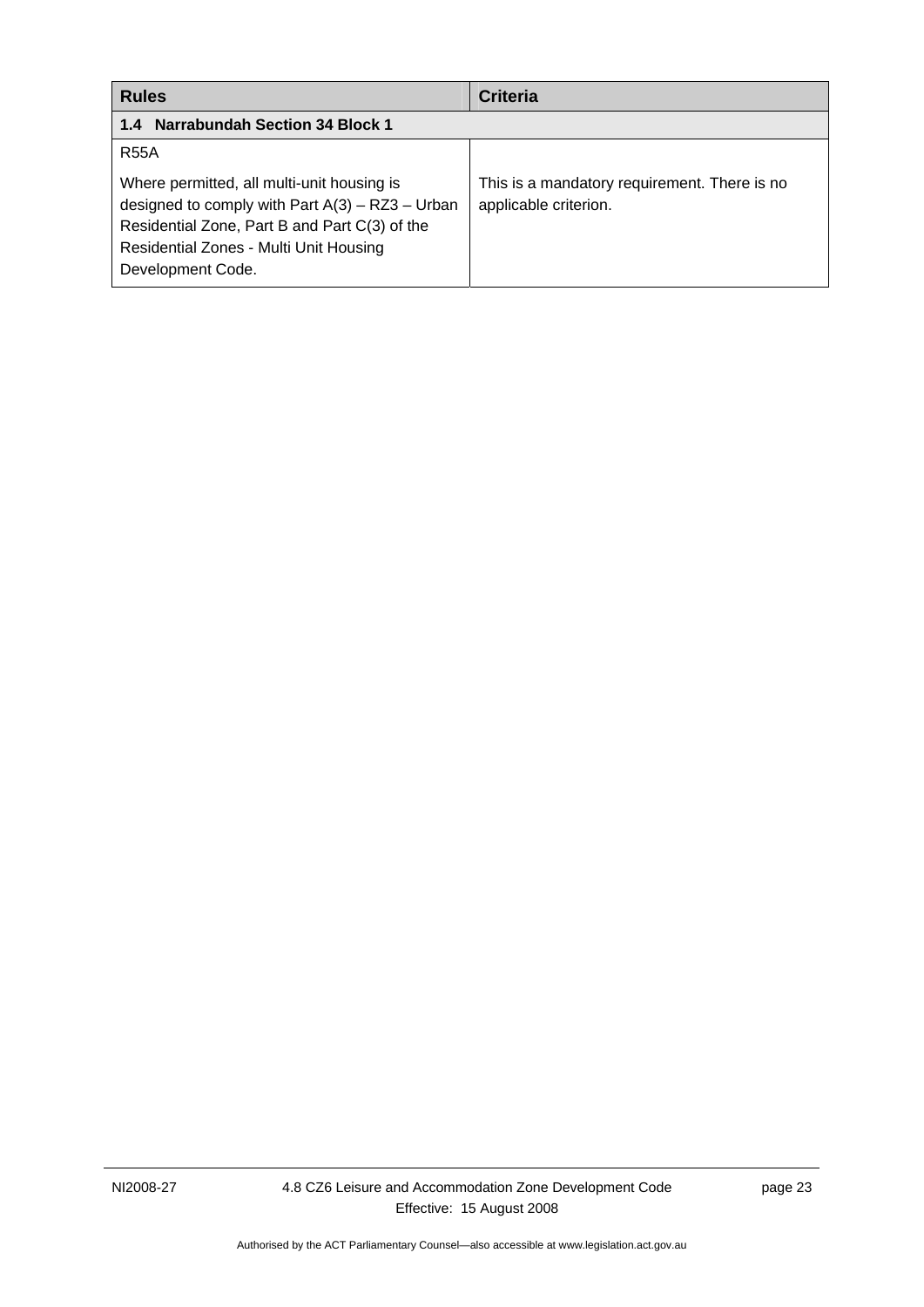| Rules | Criteria |
|---|---|
| **1.4 Narrabundah Section 34 Block 1** | |
| R55A<br><br>Where permitted, all multi-unit housing is designed to comply with Part A(3) – RZ3 – Urban Residential Zone, Part B and Part C(3) of the Residential Zones - Multi Unit Housing Development Code. | This is a mandatory requirement. There is no applicable criterion. |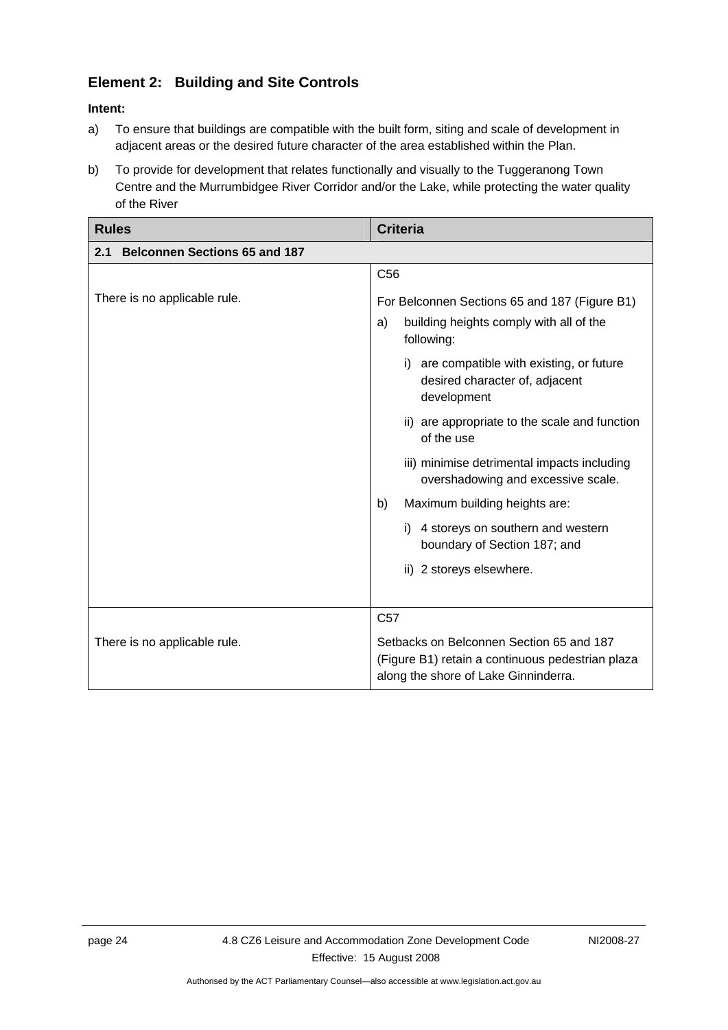## Element 2: Building and Site Controls

**Intent:**

a) To ensure that buildings are compatible with the built form, siting and scale of development in adjacent areas or the desired future character of the area established within the Plan.

b) To provide for development that relates functionally and visually to the Tuggeranong Town Centre and the Murrumbidgee River Corridor and/or the Lake, while protecting the water quality of the River

| Rules | Criteria |
|---|---|
| **2.1 Belconnen Sections 65 and 187** | |
| There is no applicable rule. | C56<br><br>For Belconnen Sections 65 and 187 (Figure B1)<br><br>a) building heights comply with all of the following:<br><br>i) are compatible with existing, or future desired character of, adjacent development<br><br>ii) are appropriate to the scale and function of the use<br><br>iii) minimise detrimental impacts including overshadowing and excessive scale.<br><br>b) Maximum building heights are:<br><br>i) 4 storeys on southern and western boundary of Section 187; and<br><br>ii) 2 storeys elsewhere. |
| There is no applicable rule. | C57<br><br>Setbacks on Belconnen Section 65 and 187 (Figure B1) retain a continuous pedestrian plaza along the shore of Lake Ginninderra. |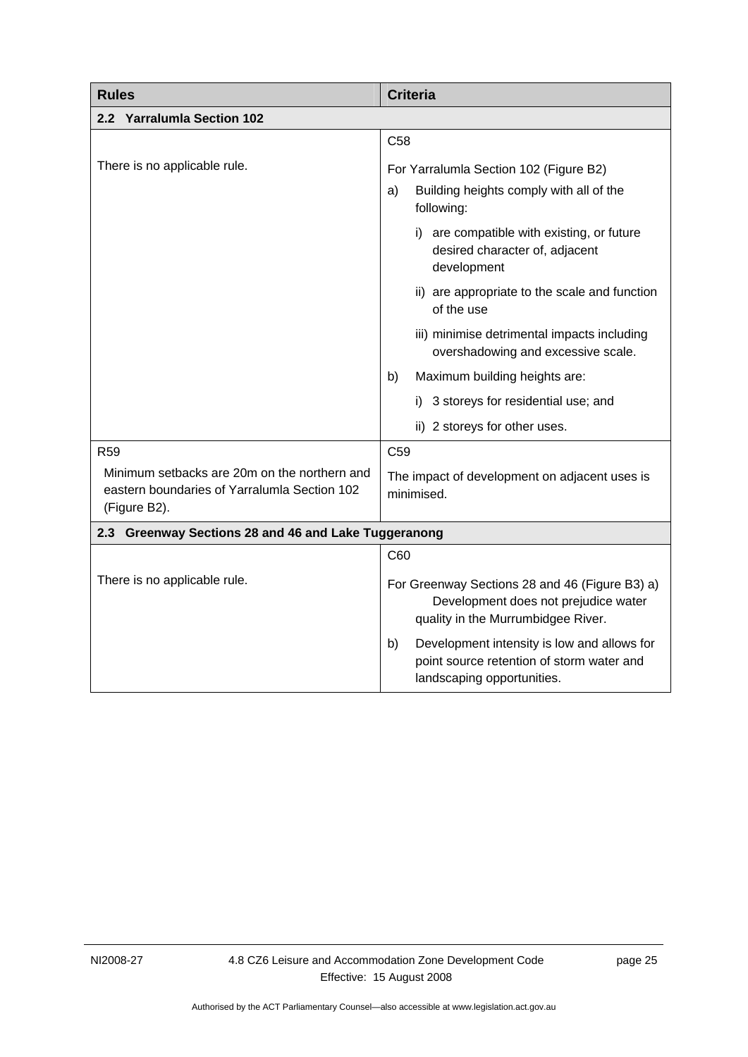| Rules | Criteria |
|---|---|
| **2.2 Yarralumla Section 102** | |
| There is no applicable rule. | C58<br><br>For Yarralumla Section 102 (Figure B2)<br>a) Building heights comply with all of the following:<br>i) are compatible with existing, or future desired character of, adjacent development<br>ii) are appropriate to the scale and function of the use<br>iii) minimise detrimental impacts including overshadowing and excessive scale.<br>b) Maximum building heights are:<br>i) 3 storeys for residential use; and<br>ii) 2 storeys for other uses. |
| R59<br><br>Minimum setbacks are 20m on the northern and eastern boundaries of Yarralumla Section 102 (Figure B2). | C59<br><br>The impact of development on adjacent uses is minimised. |
| **2.3 Greenway Sections 28 and 46 and Lake Tuggeranong** | |
| There is no applicable rule. | C60<br><br>For Greenway Sections 28 and 46 (Figure B3) a) Development does not prejudice water quality in the Murrumbidgee River.<br>b) Development intensity is low and allows for point source retention of storm water and landscaping opportunities. |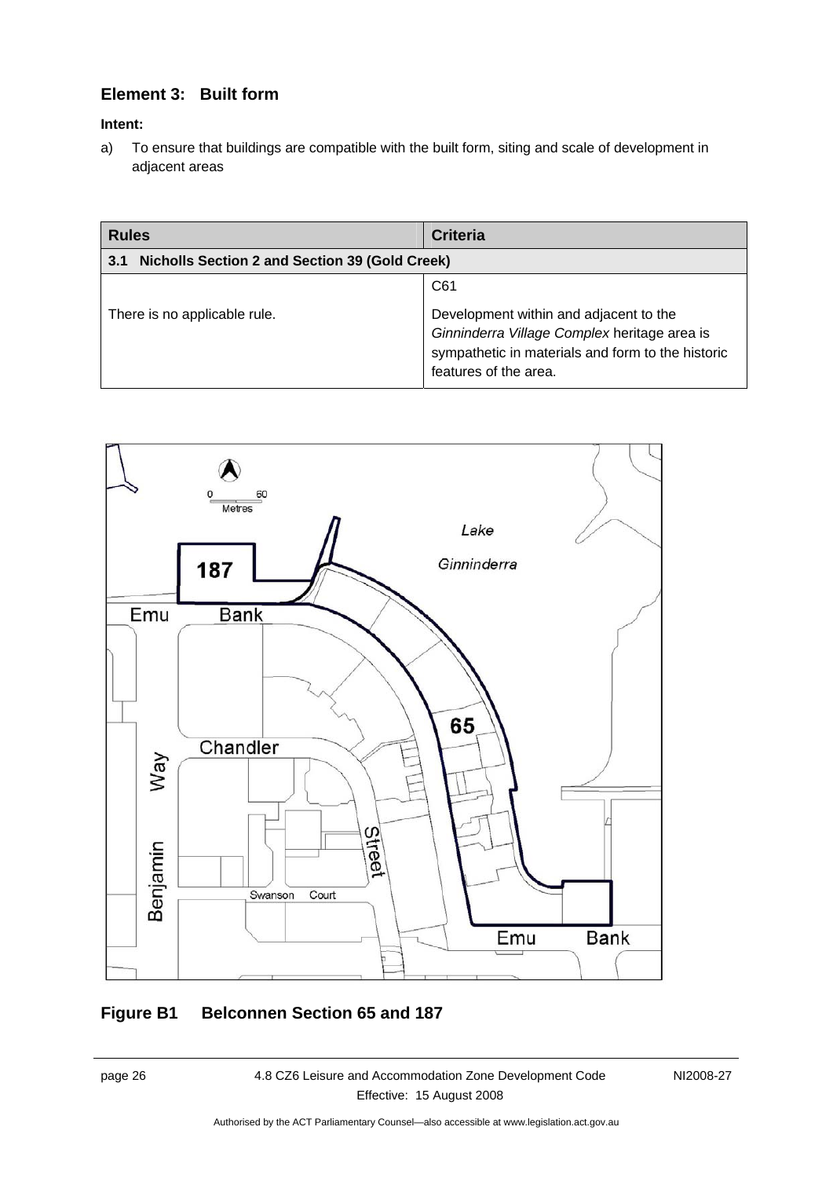## Element 3: Built form

**Intent:**

a) To ensure that buildings are compatible with the built form, siting and scale of development in adjacent areas

| Rules | Criteria |
|---|---|
| **3.1 Nicholls Section 2 and Section 39 (Gold Creek)** | |
| There is no applicable rule. | C61<br><br>Development within and adjacent to the *Ginninderra Village Complex* heritage area is sympathetic in materials and form to the historic features of the area. |

**Figure B1 Belconnen Section 65 and 187**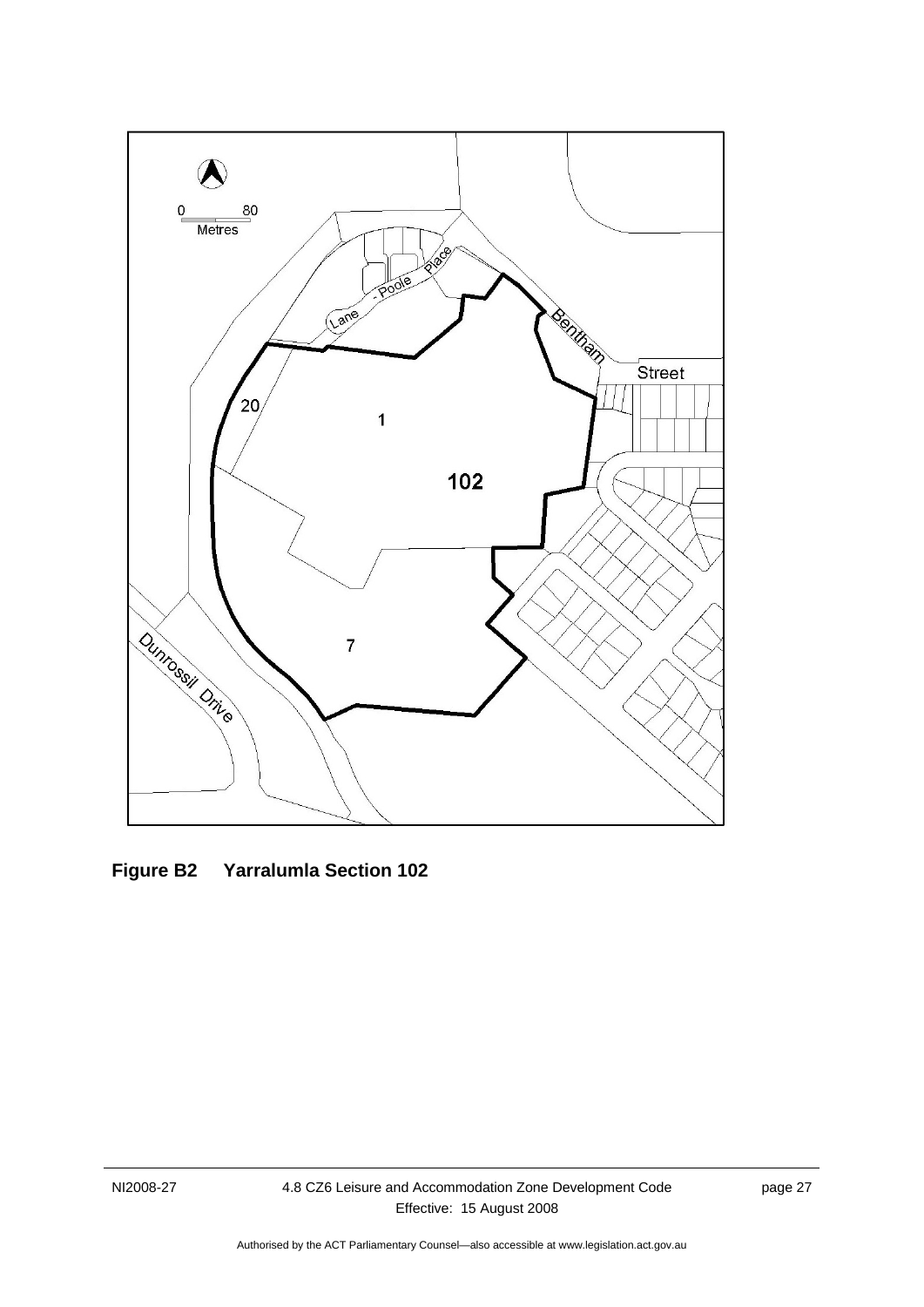**Figure B2 Yarralumla Section 102**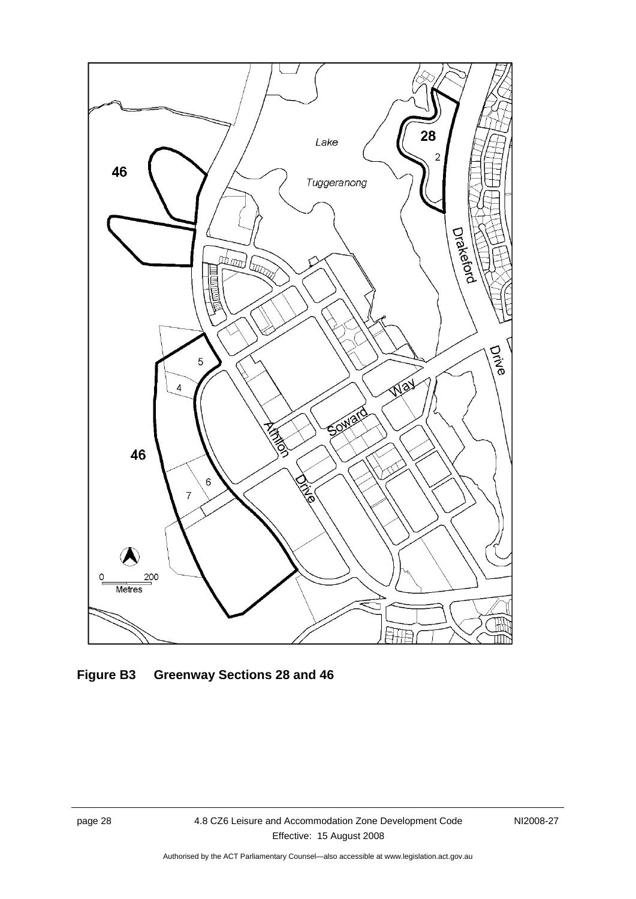46

28

2

Lake

Tuggeranong

Drakeford

Drive

5

4

Way

Soward

Athllon

46

6

7

Drive

0 200
Metres

**Figure B3 Greenway Sections 28 and 46**